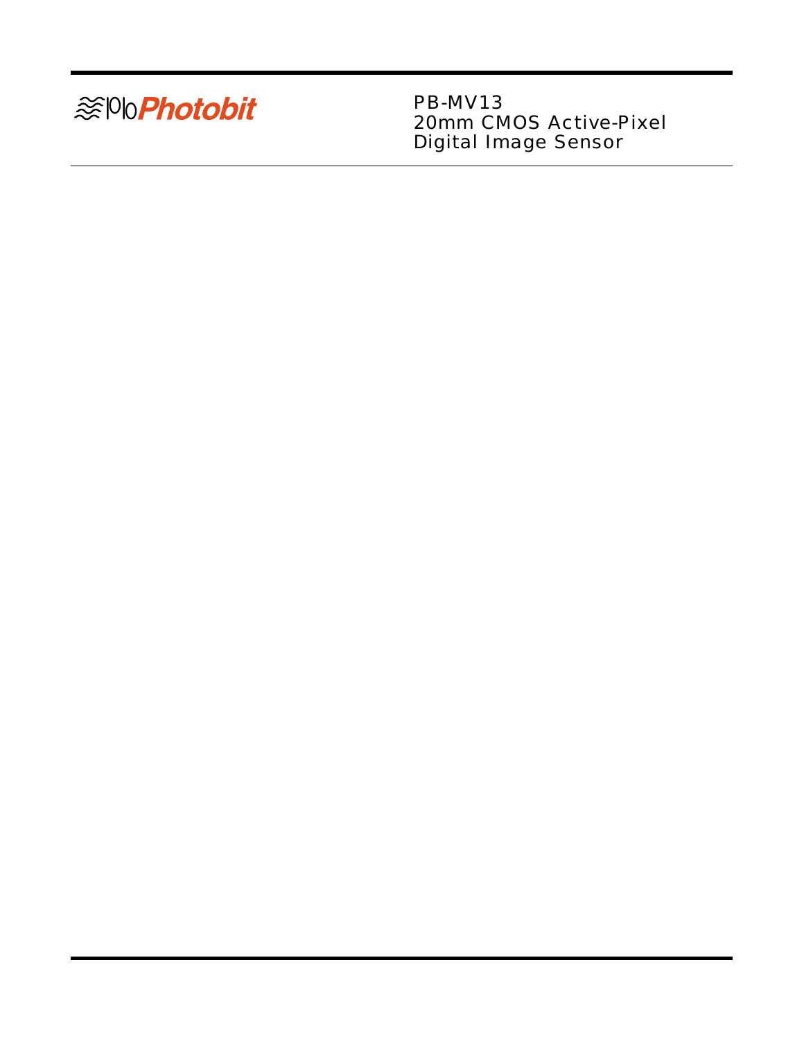Photobit

# PB-MV13
# 20mm CMOS Active-Pixel Digital Image Sensor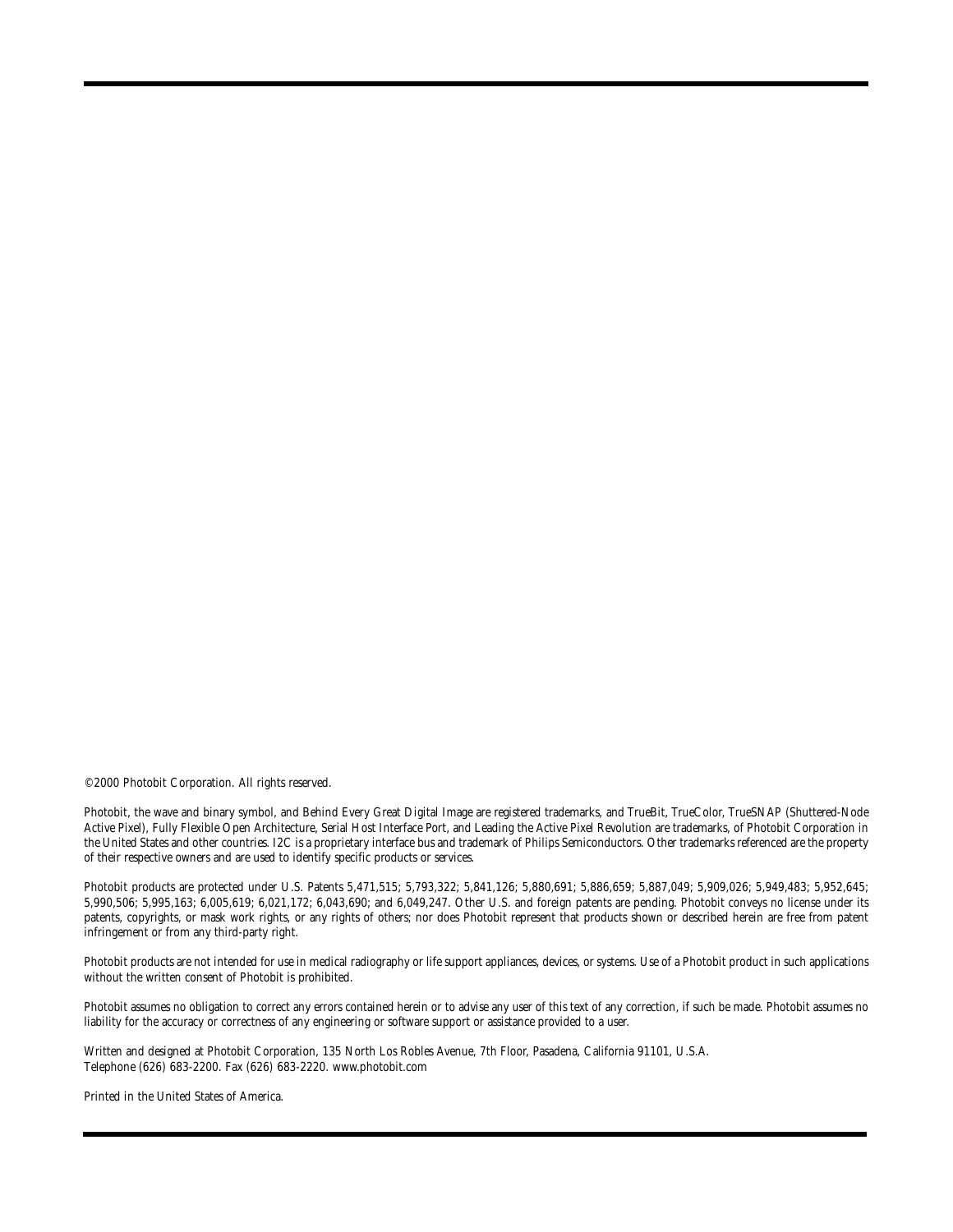©2000 Photobit Corporation. All rights reserved.

Photobit, the wave and binary symbol, and Behind Every Great Digital Image are registered trademarks, and TrueBit, TrueColor, TrueSNAP (Shuttered-Node Active Pixel), Fully Flexible Open Architecture, Serial Host Interface Port, and Leading the Active Pixel Revolution are trademarks, of Photobit Corporation in the United States and other countries. I2C is a proprietary interface bus and trademark of Philips Semiconductors. Other trademarks referenced are the property of their respective owners and are used to identify specific products or services.

Photobit products are protected under U.S. Patents 5,471,515; 5,793,322; 5,841,126; 5,880,691; 5,886,659; 5,887,049; 5,909,026; 5,949,483; 5,952,645; 5,990,506; 5,995,163; 6,005,619; 6,021,172; 6,043,690; and 6,049,247. Other U.S. and foreign patents are pending. Photobit conveys no license under its patents, copyrights, or mask work rights, or any rights of others; nor does Photobit represent that products shown or described herein are free from patent infringement or from any third-party right.

Photobit products are not intended for use in medical radiography or life support appliances, devices, or systems. Use of a Photobit product in such applications without the written consent of Photobit is prohibited.

Photobit assumes no obligation to correct any errors contained herein or to advise any user of this text of any correction, if such be made. Photobit assumes no liability for the accuracy or correctness of any engineering or software support or assistance provided to a user.

Written and designed at Photobit Corporation, 135 North Los Robles Avenue, 7th Floor, Pasadena, California 91101, U.S.A.
Telephone (626) 683-2200. Fax (626) 683-2220. www.photobit.com

Printed in the United States of America.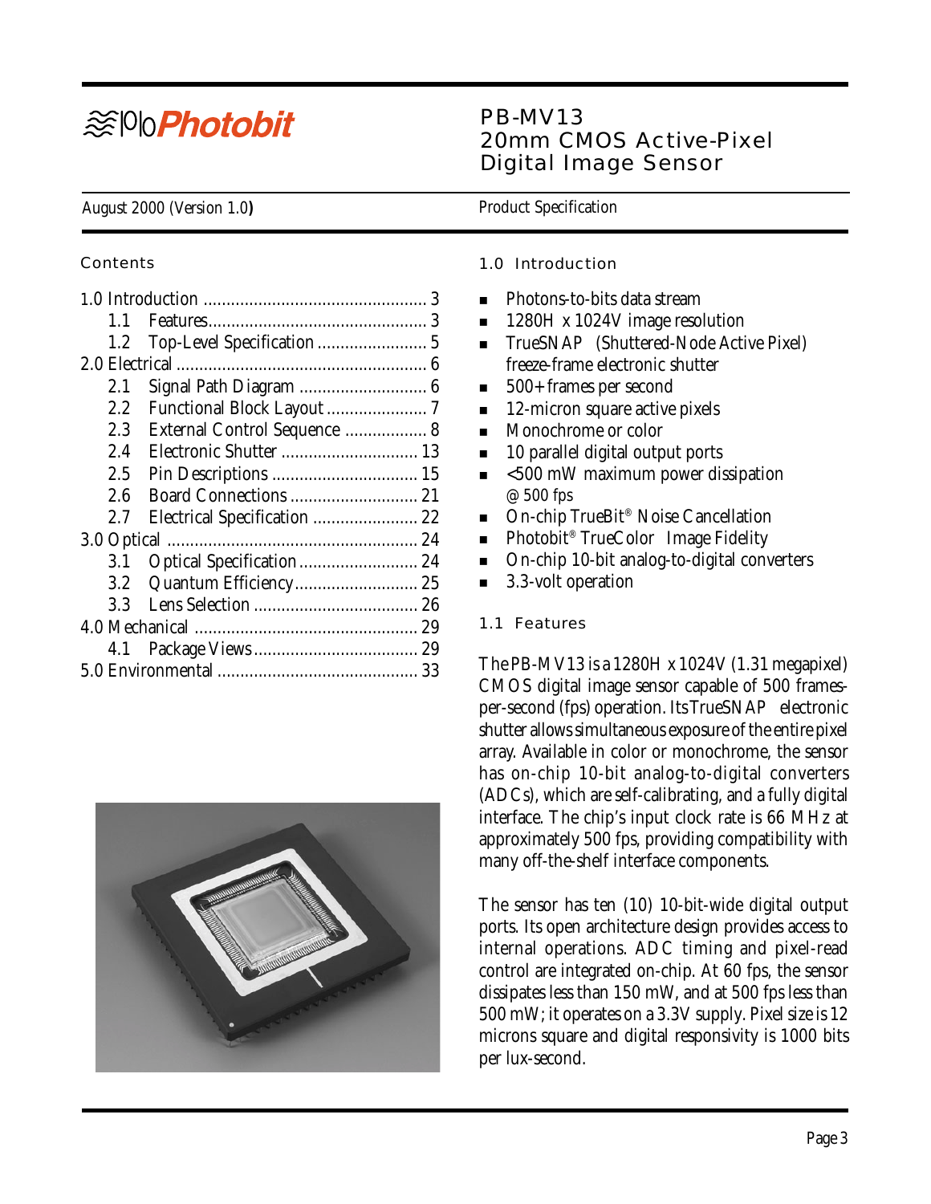Photobit

# PB-MV13
# 20mm CMOS Active-Pixel Digital Image Sensor

August 2000 (Version 1.0)

Product Specification

## Contents

1.0 Introduction ................................................ 3
- 1.1 Features................................................ 3
- 1.2 Top-Level Specification ........................ 5

2.0 Electrical ....................................................... 6
- 2.1 Signal Path Diagram ............................ 6
- 2.2 Functional Block Layout ...................... 7
- 2.3 External Control Sequence .................. 8
- 2.4 Electronic Shutter .............................. 13
- 2.5 Pin Descriptions ................................ 15
- 2.6 Board Connections ............................ 21
- 2.7 Electrical Specification ....................... 22

3.0 Optical ....................................................... 24
- 3.1 Optical Specification .......................... 24
- 3.2 Quantum Efficiency............................ 25
- 3.3 Lens Selection .................................... 26

4.0 Mechanical ................................................ 29
- 4.1 Package Views.................................... 29

5.0 Environmental ........................................... 33

## 1.0 Introduction

- Photons-to-bits data stream
- 1280H x 1024V image resolution
- TrueSNAP (Shuttered-Node Active Pixel) freeze-frame electronic shutter
- 500+ frames per second
- 12-micron square active pixels
- Monochrome or color
- 10 parallel digital output ports
- <500 mW maximum power dissipation @ 500 fps
- On-chip TrueBit® Noise Cancellation
- Photobit® TrueColor Image Fidelity
- On-chip 10-bit analog-to-digital converters
- 3.3-volt operation

## 1.1 Features

The PB-MV13 is a 1280H x 1024V (1.31 megapixel) CMOS digital image sensor capable of 500 frames-per-second (fps) operation. Its TrueSNAP electronic shutter allows simultaneous exposure of the entire pixel array. Available in color or monochrome, the sensor has on-chip 10-bit analog-to-digital converters (ADCs), which are self-calibrating, and a fully digital interface. The chip's input clock rate is 66 MHz at approximately 500 fps, providing compatibility with many off-the-shelf interface components.

The sensor has ten (10) 10-bit-wide digital output ports. Its open architecture design provides access to internal operations. ADC timing and pixel-read control are integrated on-chip. At 60 fps, the sensor dissipates less than 150 mW, and at 500 fps less than 500 mW; it operates on a 3.3V supply. Pixel size is 12 microns square and digital responsivity is 1000 bits per lux-second.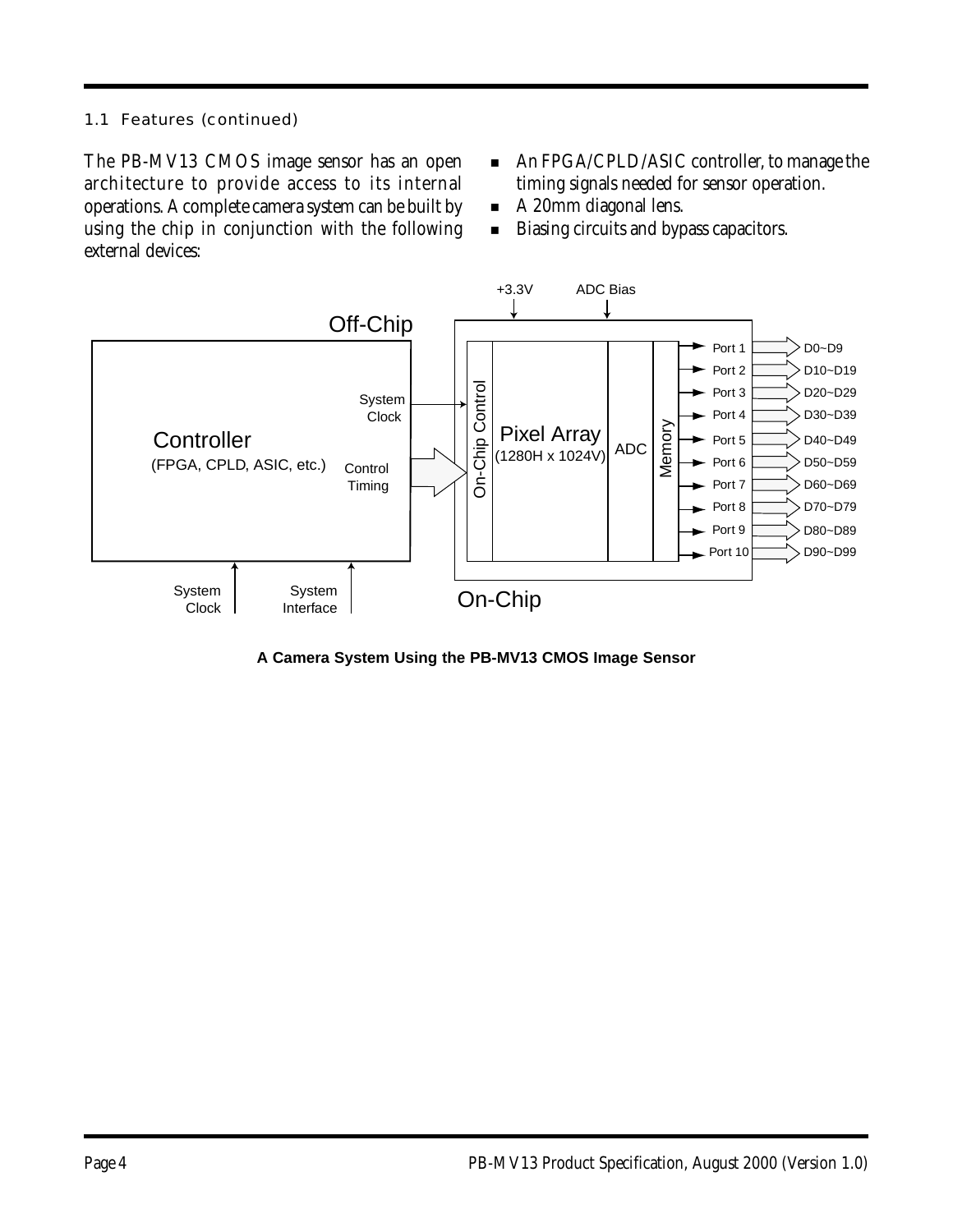### 1.1 Features (continued)

The PB-MV13 CMOS image sensor has an open architecture to provide access to its internal operations. A complete camera system can be built by using the chip in conjunction with the following external devices:

- An FPGA/CPLD/ASIC controller, to manage the timing signals needed for sensor operation.
- A 20mm diagonal lens.
- Biasing circuits and bypass capacitors.

**A Camera System Using the PB-MV13 CMOS Image Sensor**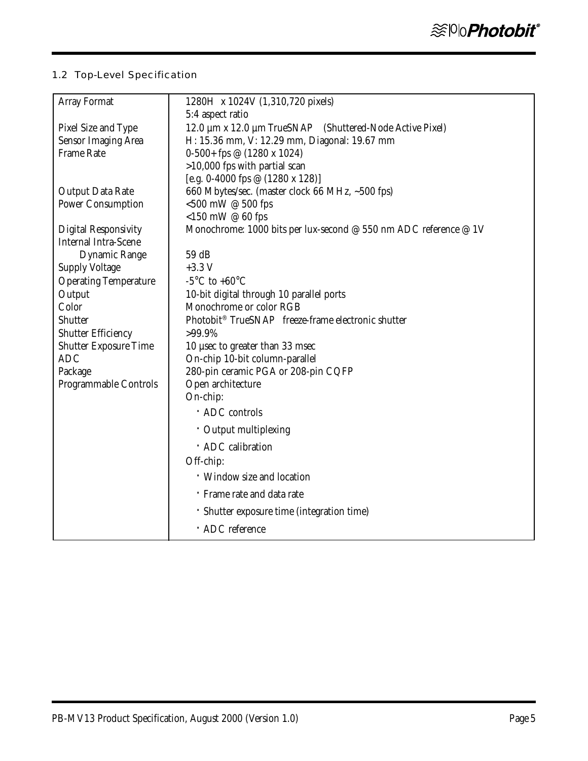## 1.2 Top-Level Specification

| | |
|---|---|
| Array Format | 1280H x 1024V (1,310,720 pixels)<br>5:4 aspect ratio |
| Pixel Size and Type | 12.0 µm x 12.0 µm TrueSNAP (Shuttered-Node Active Pixel) |
| Sensor Imaging Area | H: 15.36 mm, V: 12.29 mm, Diagonal: 19.67 mm |
| Frame Rate | 0-500+ fps @ (1280 x 1024)<br>>10,000 fps with partial scan<br>[e.g. 0-4000 fps @ (1280 x 128)] |
| Output Data Rate | 660 Mbytes/sec. (master clock 66 MHz, ~500 fps) |
| Power Consumption | <500 mW @ 500 fps<br><150 mW @ 60 fps |
| Digital Responsivity | Monochrome: 1000 bits per lux-second @ 550 nm ADC reference @ 1V |
| Internal Intra-Scene Dynamic Range | 59 dB |
| Supply Voltage | +3.3 V |
| Operating Temperature | -5°C to +60°C |
| Output | 10-bit digital through 10 parallel ports |
| Color | Monochrome or color RGB |
| Shutter | Photobit® TrueSNAP freeze-frame electronic shutter |
| Shutter Efficiency | >99.9% |
| Shutter Exposure Time | 10 µsec to greater than 33 msec |
| ADC | On-chip 10-bit column-parallel |
| Package | 280-pin ceramic PGA or 208-pin CQFP |
| Programmable Controls | Open architecture<br>On-chip:<br>· ADC controls<br>· Output multiplexing<br>· ADC calibration<br>Off-chip:<br>· Window size and location<br>· Frame rate and data rate<br>· Shutter exposure time (integration time)<br>· ADC reference |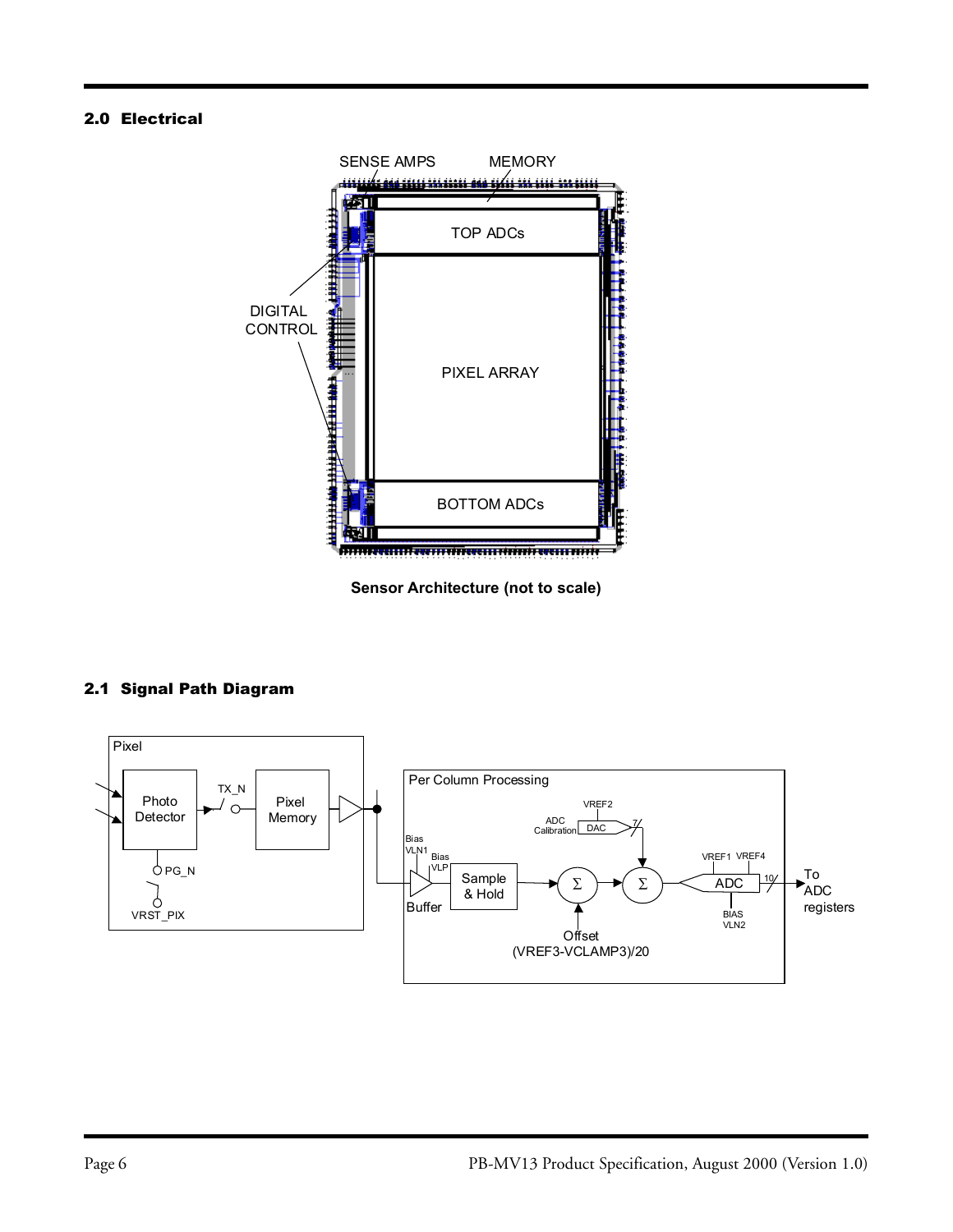## 2.0 Electrical

**Sensor Architecture (not to scale)**

## 2.1 Signal Path Diagram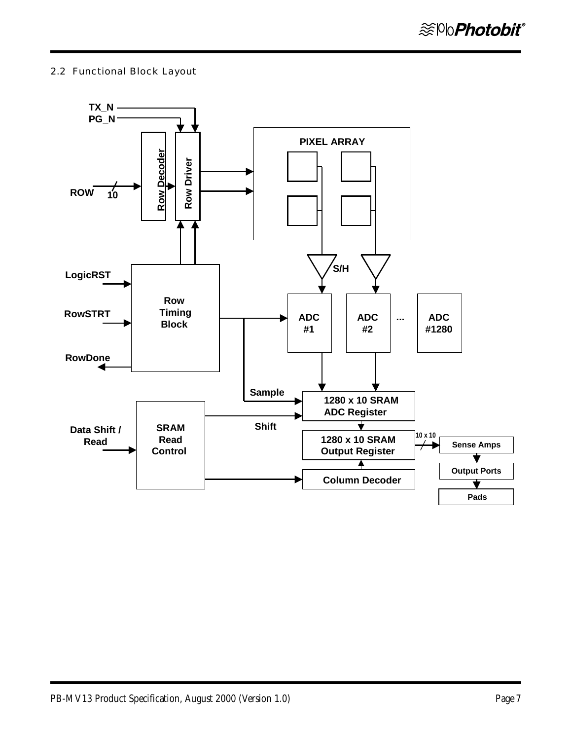## 2.2 Functional Block Layout

TX_N
PG_N

Row Decoder

Row Driver

ROW 10

PIXEL ARRAY

S/H

LogicRST

RowSTRT

Row Timing Block

RowDone

ADC #1

ADC #2

...

ADC #1280

Sample

1280 x 10 SRAM ADC Register

Data Shift / Read

SRAM Read Control

Shift

1280 x 10 SRAM Output Register

10 x 10

Sense Amps

Output Ports

Pads

Column Decoder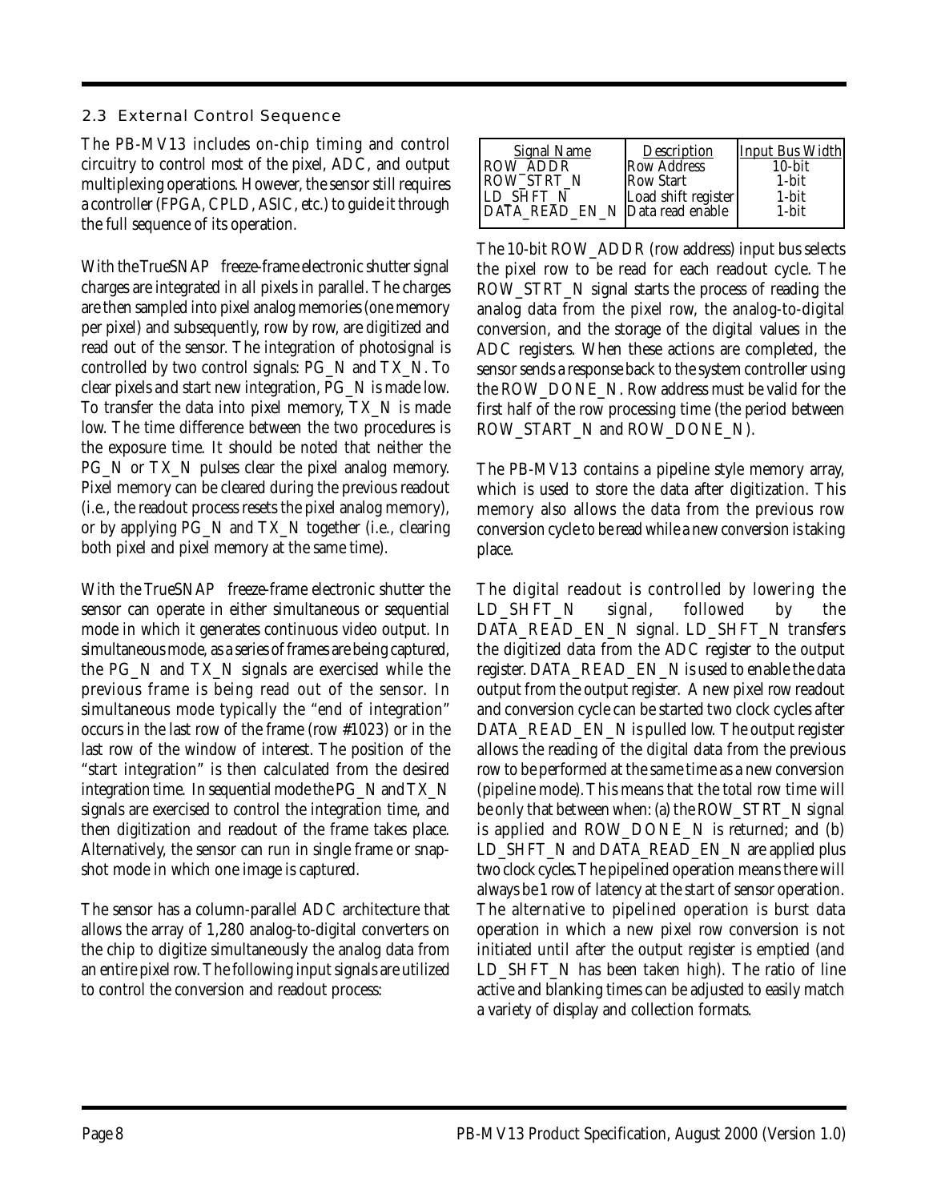## 2.3 External Control Sequence

The PB-MV13 includes on-chip timing and control circuitry to control most of the pixel, ADC, and output multiplexing operations. However, the sensor still requires a controller (FPGA, CPLD, ASIC, etc.) to guide it through the full sequence of its operation.

With the TrueSNAP freeze-frame electronic shutter signal charges are integrated in all pixels in parallel. The charges are then sampled into pixel analog memories (one memory per pixel) and subsequently, row by row, are digitized and read out of the sensor. The integration of photosignal is controlled by two control signals: PG_N and TX_N. To clear pixels and start new integration, PG_N is made low. To transfer the data into pixel memory, TX_N is made low. The time difference between the two procedures is the exposure time. It should be noted that neither the PG_N or TX_N pulses clear the pixel analog memory. Pixel memory can be cleared during the previous readout (i.e., the readout process resets the pixel analog memory), or by applying PG_N and TX_N together (i.e., clearing both pixel and pixel memory at the same time).

With the TrueSNAP freeze-frame electronic shutter the sensor can operate in either simultaneous or sequential mode in which it generates continuous video output. In simultaneous mode, as a series of frames are being captured, the PG_N and TX_N signals are exercised while the previous frame is being read out of the sensor. In simultaneous mode typically the "end of integration" occurs in the last row of the frame (row #1023) or in the last row of the window of interest. The position of the "start integration" is then calculated from the desired integration time. In sequential mode the PG_N and TX_N signals are exercised to control the integration time, and then digitization and readout of the frame takes place. Alternatively, the sensor can run in single frame or snapshot mode in which one image is captured.

The sensor has a column-parallel ADC architecture that allows the array of 1,280 analog-to-digital converters on the chip to digitize simultaneously the analog data from an entire pixel row. The following input signals are utilized to control the conversion and readout process:

| Signal Name | Description | Input Bus Width |
|---|---|---|
| ROW_ADDR | Row Address | 10-bit |
| ROW_STRT_N | Row Start | 1-bit |
| LD_SHFT_N | Load shift register | 1-bit |
| DATA_READ_EN_N | Data read enable | 1-bit |

The 10-bit ROW_ADDR (row address) input bus selects the pixel row to be read for each readout cycle. The ROW_STRT_N signal starts the process of reading the analog data from the pixel row, the analog-to-digital conversion, and the storage of the digital values in the ADC registers. When these actions are completed, the sensor sends a response back to the system controller using the ROW_DONE_N. Row address must be valid for the first half of the row processing time (the period between ROW_START_N and ROW_DONE_N).

The PB-MV13 contains a pipeline style memory array, which is used to store the data after digitization. This memory also allows the data from the previous row conversion cycle to be read while a new conversion is taking place.

The digital readout is controlled by lowering the LD_SHFT_N signal, followed by the DATA_READ_EN_N signal. LD_SHFT_N transfers the digitized data from the ADC register to the output register. DATA_READ_EN_N is used to enable the data output from the output register. A new pixel row readout and conversion cycle can be started two clock cycles after DATA_READ_EN_N is pulled low. The output register allows the reading of the digital data from the previous row to be performed at the same time as a new conversion (pipeline mode). This means that the total row time will be only that between when: (a) the ROW_STRT_N signal is applied and ROW_DONE_N is returned; and (b) LD_SHFT_N and DATA_READ_EN_N are applied plus two clock cycles. The pipelined operation means there will always be 1 row of latency at the start of sensor operation. The alternative to pipelined operation is burst data operation in which a new pixel row conversion is not initiated until after the output register is emptied (and LD_SHFT_N has been taken high). The ratio of line active and blanking times can be adjusted to easily match a variety of display and collection formats.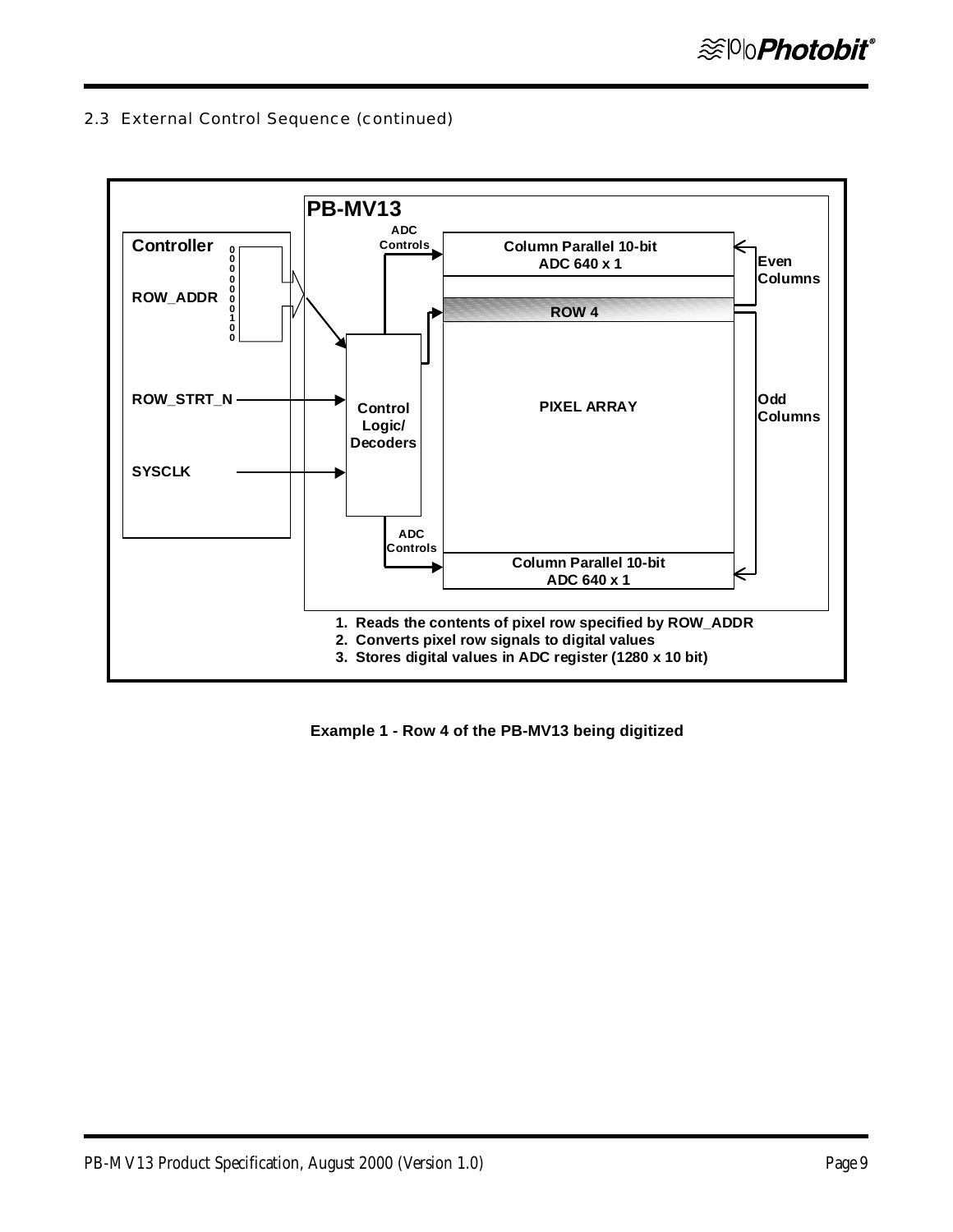2.3 External Control Sequence (continued)

Controller

ROW_ADDR 0 0 0 0 0 0 1 0 0

ROW_STRT_N

SYSCLK

PB-MV13

ADC Controls

Column Parallel 10-bit ADC 640 x 1

ROW 4

PIXEL ARRAY

Control Logic/ Decoders

ADC Controls

Column Parallel 10-bit ADC 640 x 1

Even Columns

Odd Columns

1. Reads the contents of pixel row specified by ROW_ADDR
2. Converts pixel row signals to digital values
3. Stores digital values in ADC register (1280 x 10 bit)

**Example 1 - Row 4 of the PB-MV13 being digitized**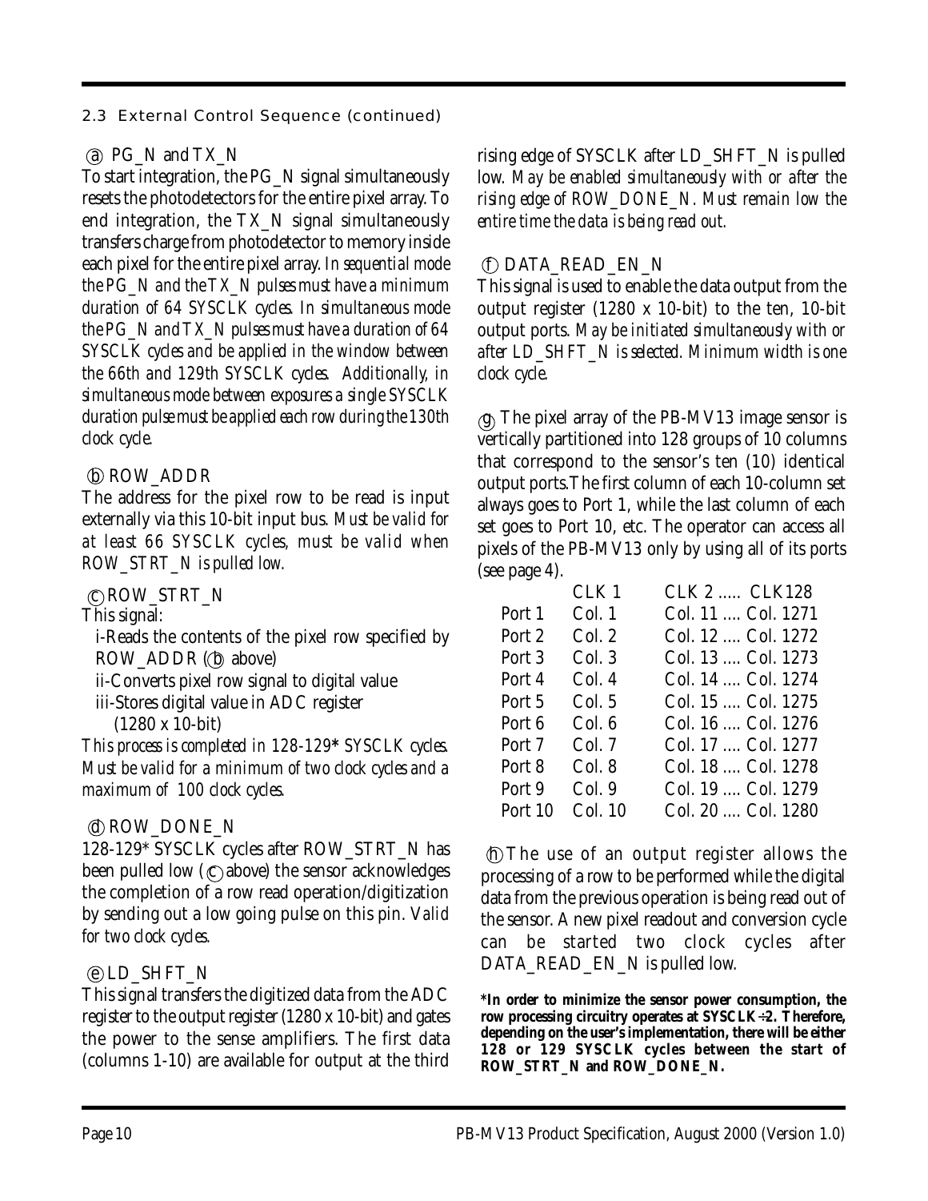## 2.3 External Control Sequence (continued)

**ⓐ PG_N and TX_N**

To start integration, the PG_N signal simultaneously resets the photodetectors for the entire pixel array. To end integration, the TX_N signal simultaneously transfers charge from photodetector to memory inside each pixel for the entire pixel array. *In sequential mode the PG_N and the TX_N pulses must have a minimum duration of 64 SYSCLK cycles. In simultaneous mode the PG_N and TX_N pulses must have a duration of 64 SYSCLK cycles and be applied in the window between the 66th and 129th SYSCLK cycles. Additionally, in simultaneous mode between exposures a single SYSCLK duration pulse must be applied each row during the 130th clock cycle.*

**ⓑ ROW_ADDR**

The address for the pixel row to be read is input externally via this 10-bit input bus. *Must be valid for at least 66 SYSCLK cycles, must be valid when ROW_STRT_N is pulled low.*

**ⓒ ROW_STRT_N**

This signal:

i-Reads the contents of the pixel row specified by ROW_ADDR (ⓑ above)

ii-Converts pixel row signal to digital value

iii-Stores digital value in ADC register (1280 x 10-bit)

*This process is completed in 128-129\* SYSCLK cycles. Must be valid for a minimum of two clock cycles and a maximum of 100 clock cycles.*

**ⓓ ROW_DONE_N**

128-129* SYSCLK cycles after ROW_STRT_N has been pulled low (ⓒ above) the sensor acknowledges the completion of a row read operation/digitization by sending out a low going pulse on this pin. *Valid for two clock cycles.*

**ⓔ LD_SHFT_N**

This signal transfers the digitized data from the ADC register to the output register (1280 x 10-bit) and gates the power to the sense amplifiers. The first data (columns 1-10) are available for output at the third rising edge of SYSCLK after LD_SHFT_N is pulled low. *May be enabled simultaneously with or after the rising edge of ROW_DONE_N. Must remain low the entire time the data is being read out.*

**ⓕ DATA_READ_EN_N**

This signal is used to enable the data output from the output register (1280 x 10-bit) to the ten, 10-bit output ports. *May be initiated simultaneously with or after LD_SHFT_N is selected. Minimum width is one clock cycle.*

ⓖ The pixel array of the PB-MV13 image sensor is vertically partitioned into 128 groups of 10 columns that correspond to the sensor's ten (10) identical output ports.The first column of each 10-column set always goes to Port 1, while the last column of each set goes to Port 10, etc. The operator can access all pixels of the PB-MV13 only by using all of its ports (see page 4).

| | CLK 1 | CLK 2 ..... CLK128 |
|---|---|---|
| Port 1 | Col. 1 | Col. 11 .... Col. 1271 |
| Port 2 | Col. 2 | Col. 12 .... Col. 1272 |
| Port 3 | Col. 3 | Col. 13 .... Col. 1273 |
| Port 4 | Col. 4 | Col. 14 .... Col. 1274 |
| Port 5 | Col. 5 | Col. 15 .... Col. 1275 |
| Port 6 | Col. 6 | Col. 16 .... Col. 1276 |
| Port 7 | Col. 7 | Col. 17 .... Col. 1277 |
| Port 8 | Col. 8 | Col. 18 .... Col. 1278 |
| Port 9 | Col. 9 | Col. 19 .... Col. 1279 |
| Port 10 | Col. 10 | Col. 20 .... Col. 1280 |

ⓗ The use of an output register allows the processing of a row to be performed while the digital data from the previous operation is being read out of the sensor. A new pixel readout and conversion cycle can be started two clock cycles after DATA_READ_EN_N is pulled low.

**\*In order to minimize the sensor power consumption, the row processing circuitry operates at SYSCLK÷2. Therefore, depending on the user's implementation, there will be either 128 or 129 SYSCLK cycles between the start of ROW_STRT_N and ROW_DONE_N.**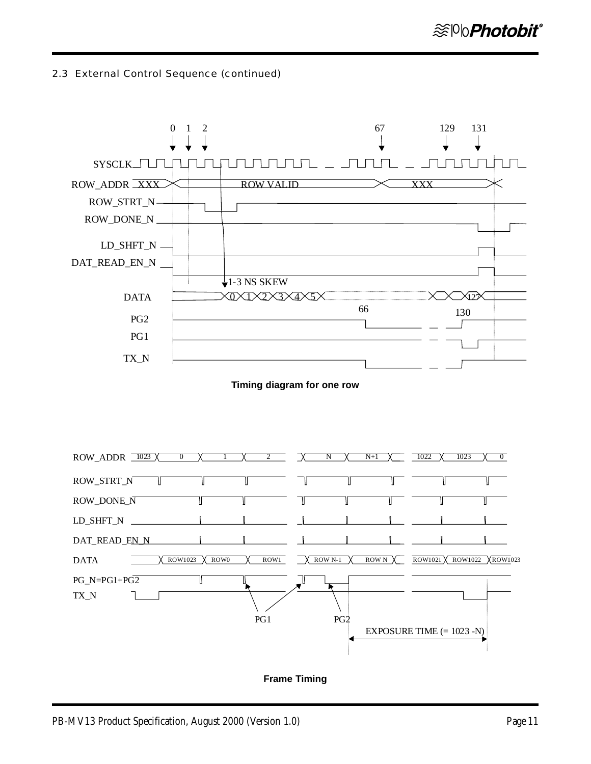2.3  External Control Sequence (continued)

Timing diagram for one row

Frame Timing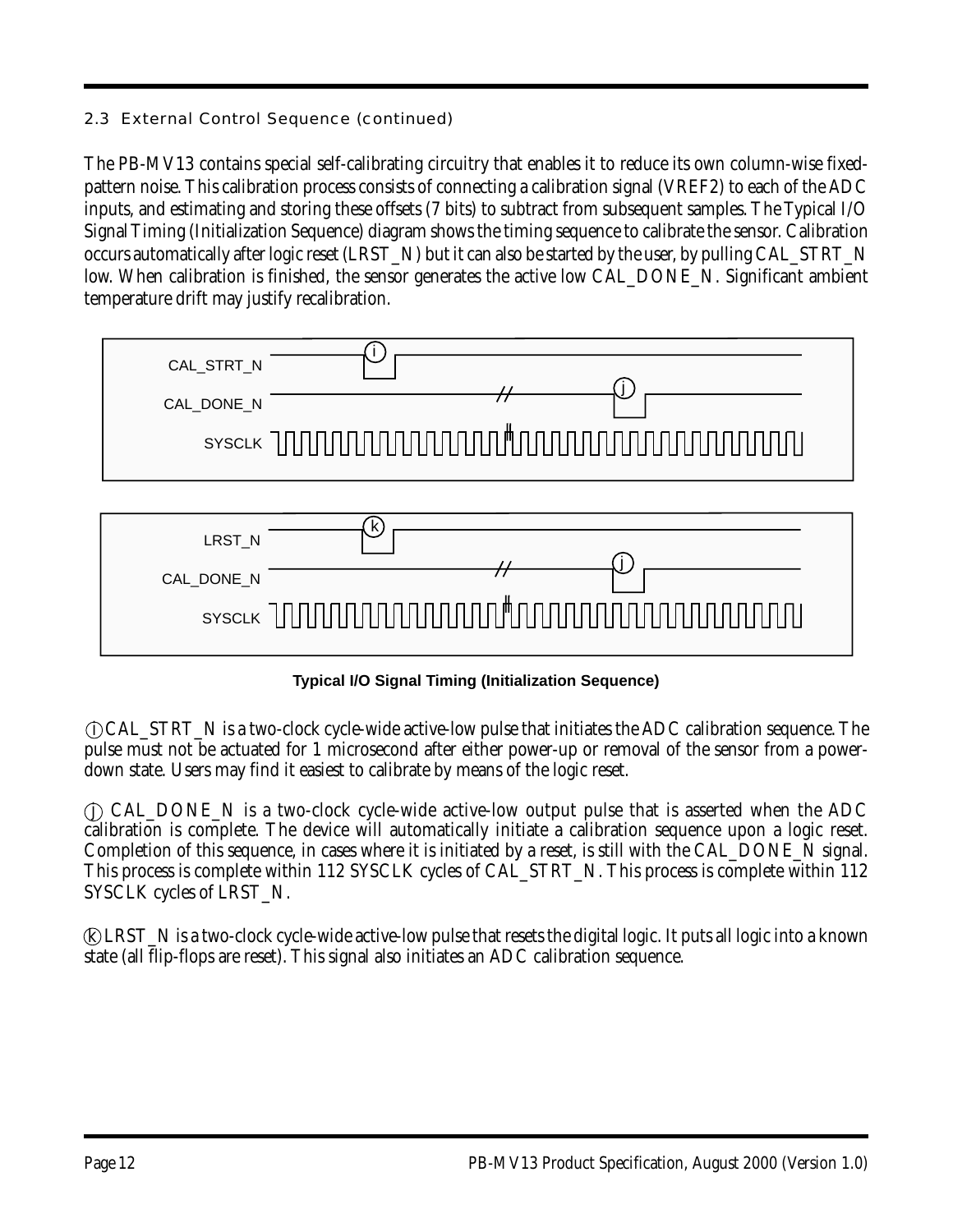2.3 External Control Sequence (continued)

The PB-MV13 contains special self-calibrating circuitry that enables it to reduce its own column-wise fixed-pattern noise. This calibration process consists of connecting a calibration signal (VREF2) to each of the ADC inputs, and estimating and storing these offsets (7 bits) to subtract from subsequent samples. The Typical I/O Signal Timing (Initialization Sequence) diagram shows the timing sequence to calibrate the sensor. Calibration occurs automatically after logic reset (LRST_N) but it can also be started by the user, by pulling CAL_STRT_N low. When calibration is finished, the sensor generates the active low CAL_DONE_N. Significant ambient temperature drift may justify recalibration.

CAL_STRT_N (i)
CAL_DONE_N (j)
SYSCLK

LRST_N (k)
CAL_DONE_N (j)
SYSCLK

**Typical I/O Signal Timing (Initialization Sequence)**

(i) CAL_STRT_N is a two-clock cycle-wide active-low pulse that initiates the ADC calibration sequence. The pulse must not be actuated for 1 microsecond after either power-up or removal of the sensor from a power-down state. Users may find it easiest to calibrate by means of the logic reset.

(j) CAL_DONE_N is a two-clock cycle-wide active-low output pulse that is asserted when the ADC calibration is complete. The device will automatically initiate a calibration sequence upon a logic reset. Completion of this sequence, in cases where it is initiated by a reset, is still with the CAL_DONE_N signal. This process is complete within 112 SYSCLK cycles of CAL_STRT_N. This process is complete within 112 SYSCLK cycles of LRST_N.

(k) LRST_N is a two-clock cycle-wide active-low pulse that resets the digital logic. It puts all logic into a known state (all flip-flops are reset). This signal also initiates an ADC calibration sequence.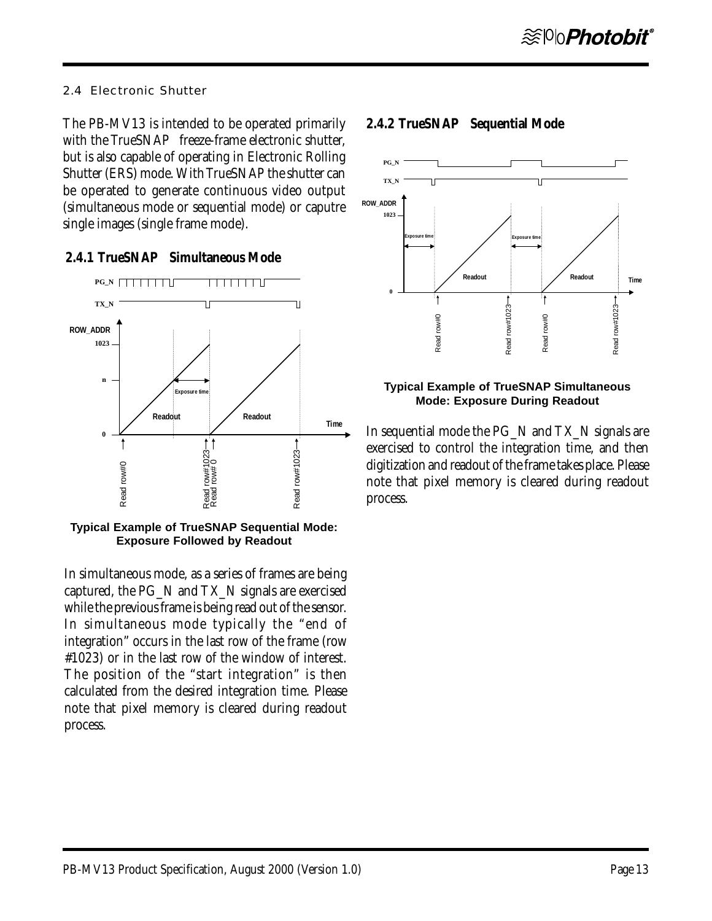## 2.4 Electronic Shutter

The PB-MV13 is intended to be operated primarily with the TrueSNAP freeze-frame electronic shutter, but is also capable of operating in Electronic Rolling Shutter (ERS) mode. With TrueSNAP the shutter can be operated to generate continuous video output (simultaneous mode or sequential mode) or caputre single images (single frame mode).

### 2.4.1 TrueSNAP Simultaneous Mode

Typical Example of TrueSNAP Sequential Mode: Exposure Followed by Readout

In simultaneous mode, as a series of frames are being captured, the PG_N and TX_N signals are exercised while the previous frame is being read out of the sensor. In simultaneous mode typically the "end of integration" occurs in the last row of the frame (row #1023) or in the last row of the window of interest. The position of the "start integration" is then calculated from the desired integration time. Please note that pixel memory is cleared during readout process.

### 2.4.2 TrueSNAP Sequential Mode

Typical Example of TrueSNAP Simultaneous Mode: Exposure During Readout

In sequential mode the PG_N and TX_N signals are exercised to control the integration time, and then digitization and readout of the frame takes place. Please note that pixel memory is cleared during readout process.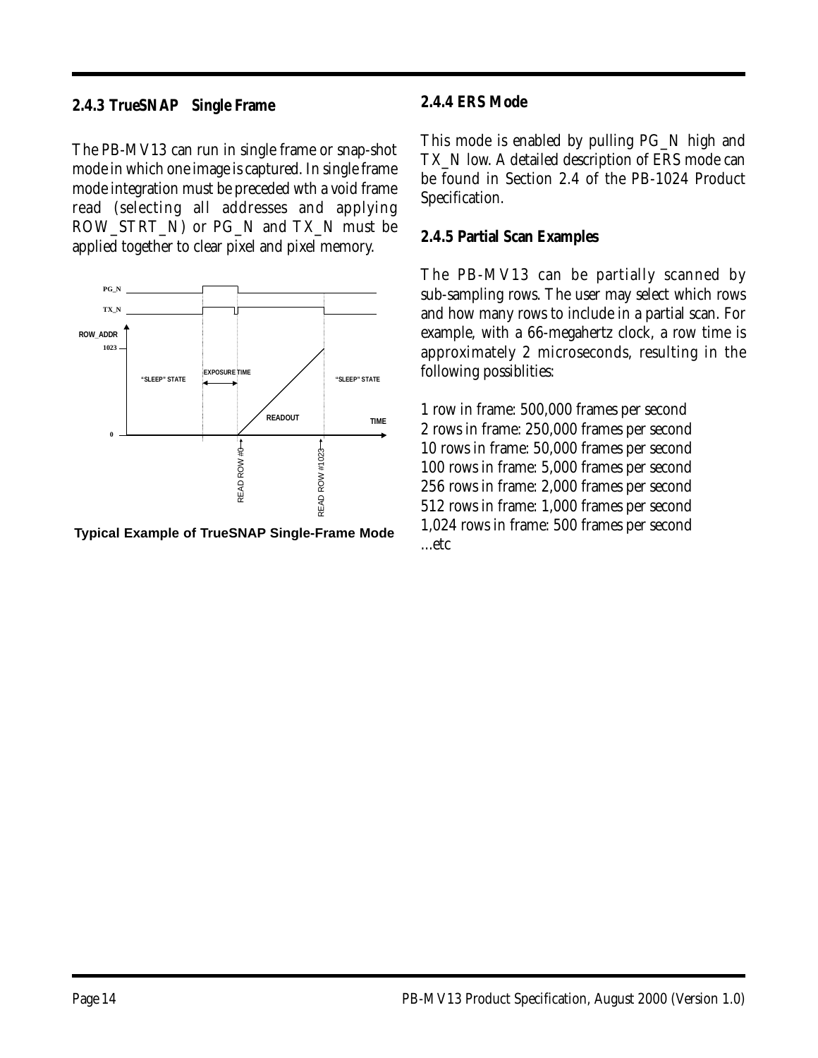### 2.4.3 TrueSNAP Single Frame

The PB-MV13 can run in single frame or snap-shot mode in which one image is captured. In single frame mode integration must be preceded wth a void frame read (selecting all addresses and applying ROW_STRT_N) or PG_N and TX_N must be applied together to clear pixel and pixel memory.

**Typical Example of TrueSNAP Single-Frame Mode**

### 2.4.4 ERS Mode

This mode is enabled by pulling PG_N high and TX_N low. A detailed description of ERS mode can be found in Section 2.4 of the PB-1024 Product Specification.

### 2.4.5 Partial Scan Examples

The PB-MV13 can be partially scanned by sub-sampling rows. The user may select which rows and how many rows to include in a partial scan. For example, with a 66-megahertz clock, a row time is approximately 2 microseconds, resulting in the following possiblities:

1 row in frame: 500,000 frames per second
2 rows in frame: 250,000 frames per second
10 rows in frame: 50,000 frames per second
100 rows in frame: 5,000 frames per second
256 rows in frame: 2,000 frames per second
512 rows in frame: 1,000 frames per second
1,024 rows in frame: 500 frames per second
...etc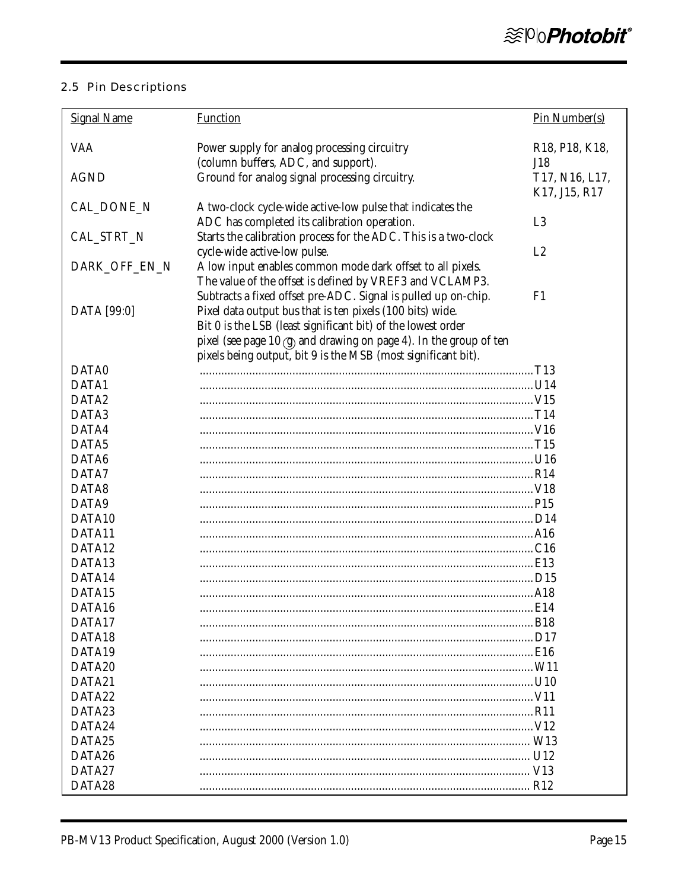## 2.5 Pin Descriptions

| Signal Name | Function | Pin Number(s) |
| --- | --- | --- |
| VAA | Power supply for analog processing circuitry (column buffers, ADC, and support). | R18, P18, K18, J18 |
| AGND | Ground for analog signal processing circuitry. | T17, N16, L17, K17, J15, R17 |
| CAL_DONE_N | A two-clock cycle-wide active-low pulse that indicates the ADC has completed its calibration operation. | L3 |
| CAL_STRT_N | Starts the calibration process for the ADC. This is a two-clock cycle-wide active-low pulse. | L2 |
| DARK_OFF_EN_N | A low input enables common mode dark offset to all pixels. The value of the offset is defined by VREF3 and VCLAMP3. Subtracts a fixed offset pre-ADC. Signal is pulled up on-chip. | F1 |
| DATA [99:0] | Pixel data output bus that is ten pixels (100 bits) wide. Bit 0 is the LSB (least significant bit) of the lowest order pixel (see page 10 (g) and drawing on page 4). In the group of ten pixels being output, bit 9 is the MSB (most significant bit). | |
| DATA0 | | T13 |
| DATA1 | | U14 |
| DATA2 | | V15 |
| DATA3 | | T14 |
| DATA4 | | V16 |
| DATA5 | | T15 |
| DATA6 | | U16 |
| DATA7 | | R14 |
| DATA8 | | V18 |
| DATA9 | | P15 |
| DATA10 | | D14 |
| DATA11 | | A16 |
| DATA12 | | C16 |
| DATA13 | | E13 |
| DATA14 | | D15 |
| DATA15 | | A18 |
| DATA16 | | E14 |
| DATA17 | | B18 |
| DATA18 | | D17 |
| DATA19 | | E16 |
| DATA20 | | W11 |
| DATA21 | | U10 |
| DATA22 | | V11 |
| DATA23 | | R11 |
| DATA24 | | V12 |
| DATA25 | | W13 |
| DATA26 | | U12 |
| DATA27 | | V13 |
| DATA28 | | R12 |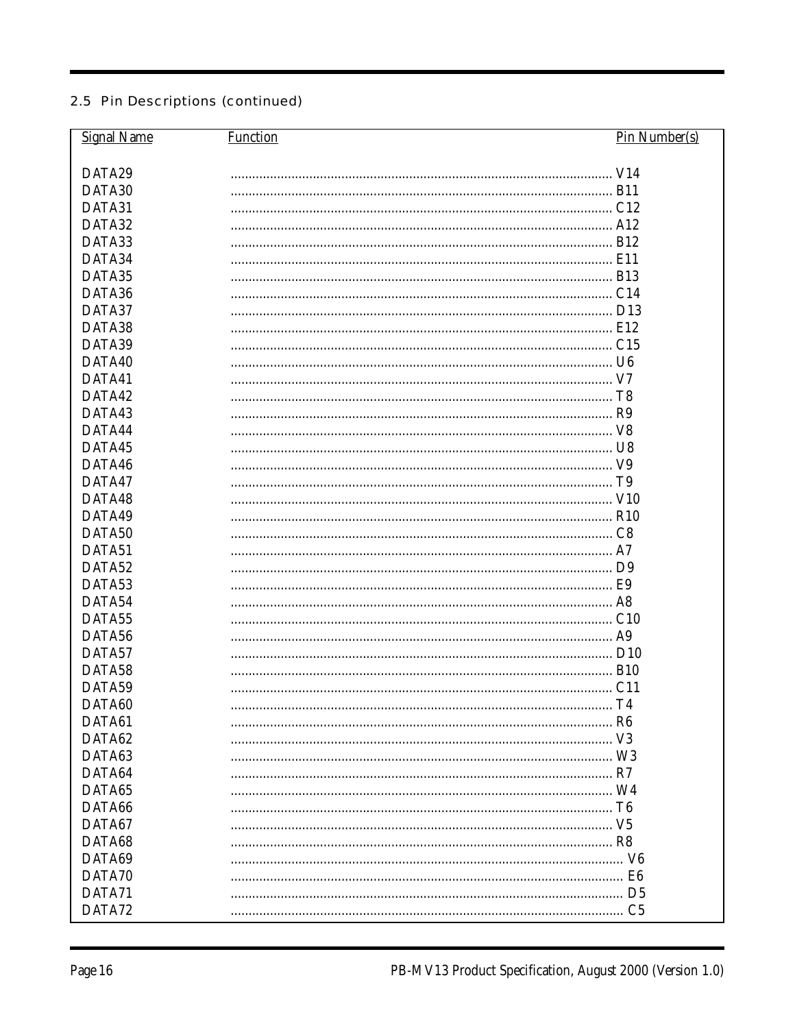## 2.5 Pin Descriptions (continued)

| Signal Name | Function | Pin Number(s) |
|---|---|---|
| DATA29 | | V14 |
| DATA30 | | B11 |
| DATA31 | | C12 |
| DATA32 | | A12 |
| DATA33 | | B12 |
| DATA34 | | E11 |
| DATA35 | | B13 |
| DATA36 | | C14 |
| DATA37 | | D13 |
| DATA38 | | E12 |
| DATA39 | | C15 |
| DATA40 | | U6 |
| DATA41 | | V7 |
| DATA42 | | T8 |
| DATA43 | | R9 |
| DATA44 | | V8 |
| DATA45 | | U8 |
| DATA46 | | V9 |
| DATA47 | | T9 |
| DATA48 | | V10 |
| DATA49 | | R10 |
| DATA50 | | C8 |
| DATA51 | | A7 |
| DATA52 | | D9 |
| DATA53 | | E9 |
| DATA54 | | A8 |
| DATA55 | | C10 |
| DATA56 | | A9 |
| DATA57 | | D10 |
| DATA58 | | B10 |
| DATA59 | | C11 |
| DATA60 | | T4 |
| DATA61 | | R6 |
| DATA62 | | V3 |
| DATA63 | | W3 |
| DATA64 | | R7 |
| DATA65 | | W4 |
| DATA66 | | T6 |
| DATA67 | | V5 |
| DATA68 | | R8 |
| DATA69 | | V6 |
| DATA70 | | E6 |
| DATA71 | | D5 |
| DATA72 | | C5 |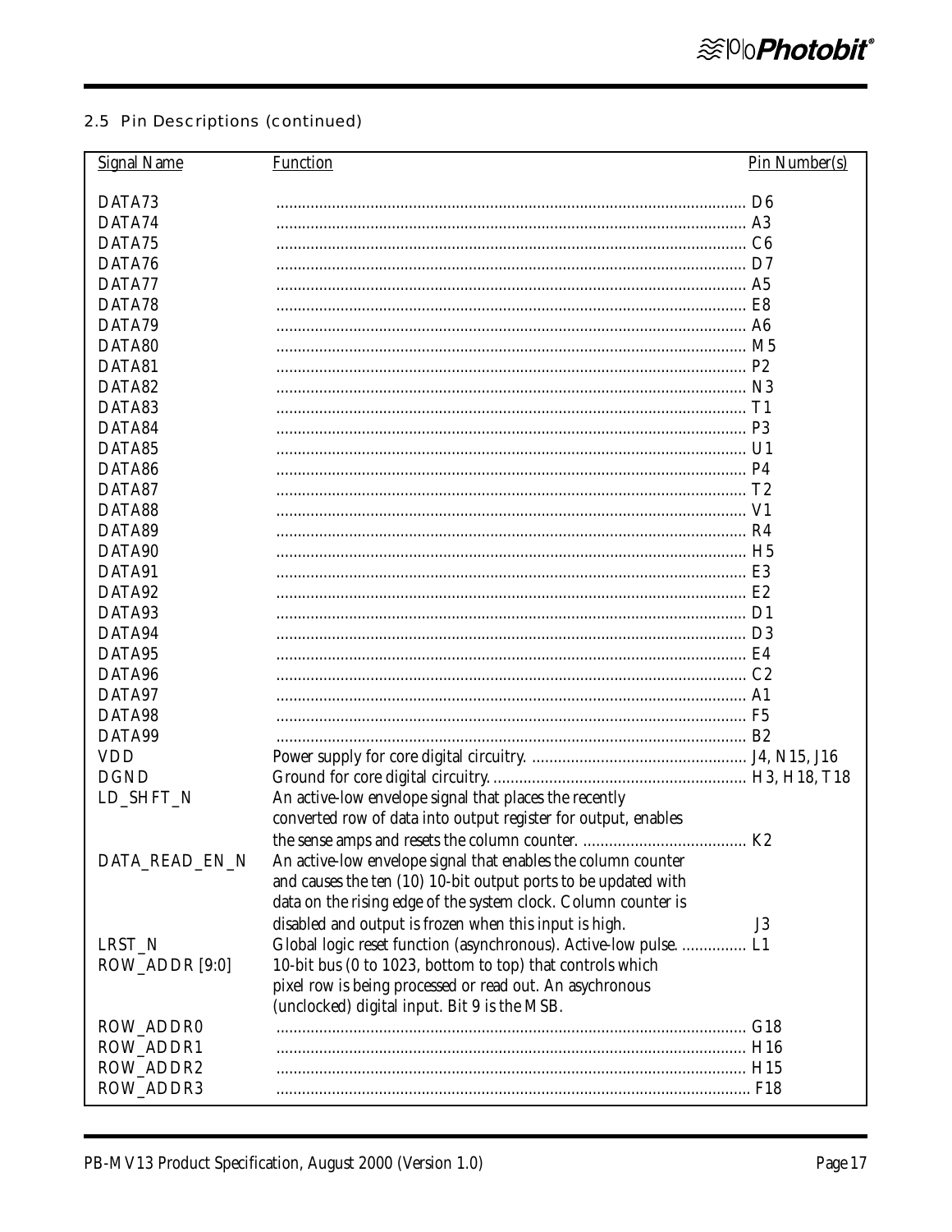## 2.5 Pin Descriptions (continued)

| Signal Name | Function | Pin Number(s) |
|---|---|---|
| DATA73 | | D6 |
| DATA74 | | A3 |
| DATA75 | | C6 |
| DATA76 | | D7 |
| DATA77 | | A5 |
| DATA78 | | E8 |
| DATA79 | | A6 |
| DATA80 | | M5 |
| DATA81 | | P2 |
| DATA82 | | N3 |
| DATA83 | | T1 |
| DATA84 | | P3 |
| DATA85 | | U1 |
| DATA86 | | P4 |
| DATA87 | | T2 |
| DATA88 | | V1 |
| DATA89 | | R4 |
| DATA90 | | H5 |
| DATA91 | | E3 |
| DATA92 | | E2 |
| DATA93 | | D1 |
| DATA94 | | D3 |
| DATA95 | | E4 |
| DATA96 | | C2 |
| DATA97 | | A1 |
| DATA98 | | F5 |
| DATA99 | | B2 |
| VDD | Power supply for core digital circuitry. | J4, N15, J16 |
| DGND | Ground for core digital circuitry. | H3, H18, T18 |
| LD_SHFT_N | An active-low envelope signal that places the recently converted row of data into output register for output, enables the sense amps and resets the column counter. | K2 |
| DATA_READ_EN_N | An active-low envelope signal that enables the column counter and causes the ten (10) 10-bit output ports to be updated with data on the rising edge of the system clock. Column counter is disabled and output is frozen when this input is high. | J3 |
| LRST_N | Global logic reset function (asynchronous). Active-low pulse. | L1 |
| ROW_ADDR [9:0] | 10-bit bus (0 to 1023, bottom to top) that controls which pixel row is being processed or read out. An asychronous (unclocked) digital input. Bit 9 is the MSB. | |
| ROW_ADDR0 | | G18 |
| ROW_ADDR1 | | H16 |
| ROW_ADDR2 | | H15 |
| ROW_ADDR3 | | F18 |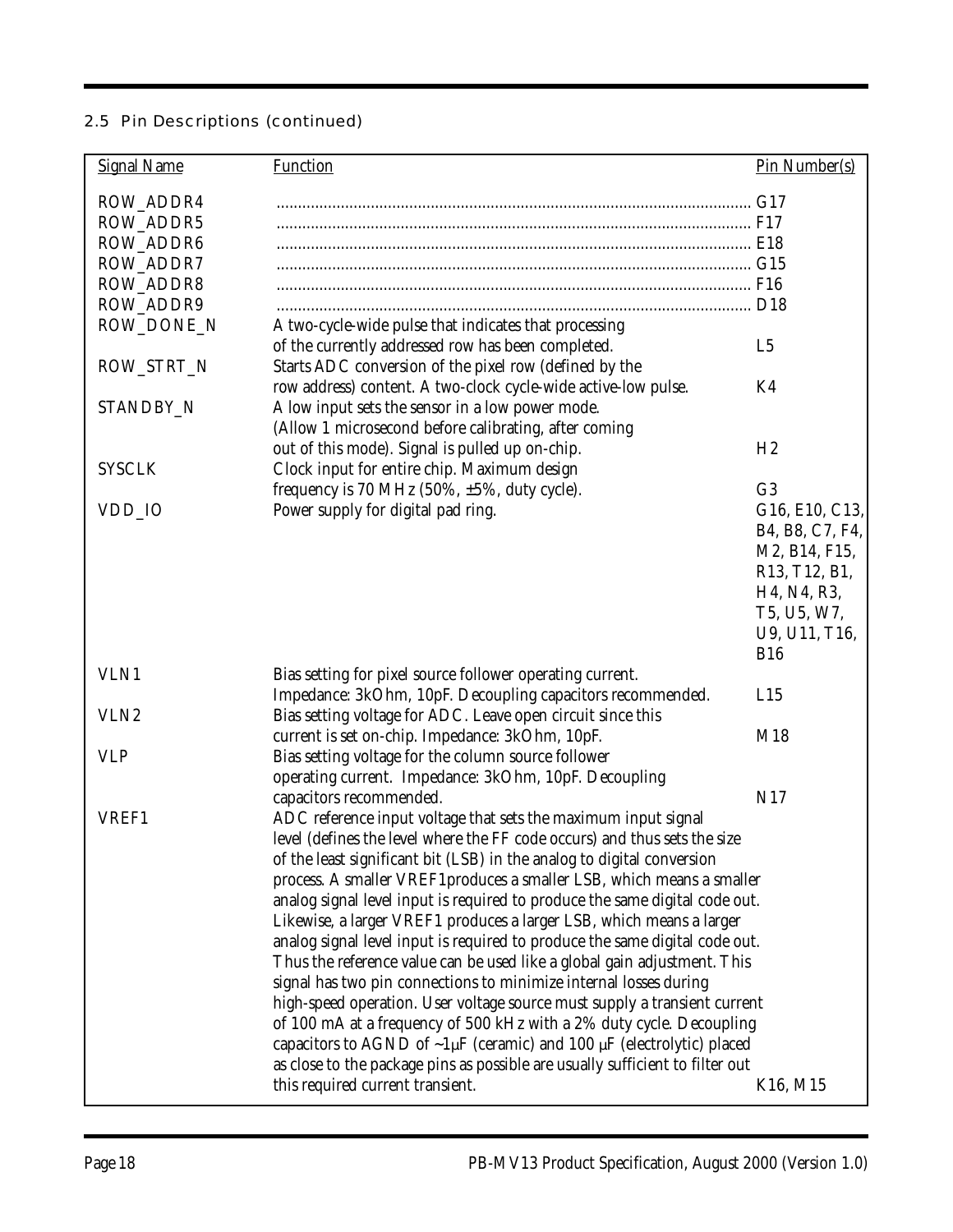## 2.5 Pin Descriptions (continued)

| Signal Name | Function | Pin Number(s) |
|---|---|---|
| ROW_ADDR4 | | G17 |
| ROW_ADDR5 | | F17 |
| ROW_ADDR6 | | E18 |
| ROW_ADDR7 | | G15 |
| ROW_ADDR8 | | F16 |
| ROW_ADDR9 | | D18 |
| ROW_DONE_N | A two-cycle-wide pulse that indicates that processing of the currently addressed row has been completed. | L5 |
| ROW_STRT_N | Starts ADC conversion of the pixel row (defined by the row address) content. A two-clock cycle-wide active-low pulse. | K4 |
| STANDBY_N | A low input sets the sensor in a low power mode. (Allow 1 microsecond before calibrating, after coming out of this mode). Signal is pulled up on-chip. | H2 |
| SYSCLK | Clock input for entire chip. Maximum design frequency is 70 MHz (50%, ±5%, duty cycle). | G3 |
| VDD_IO | Power supply for digital pad ring. | G16, E10, C13, B4, B8, C7, F4, M2, B14, F15, R13, T12, B1, H4, N4, R3, T5, U5, W7, U9, U11, T16, B16 |
| VLN1 | Bias setting for pixel source follower operating current. Impedance: 3kOhm, 10pF. Decoupling capacitors recommended. | L15 |
| VLN2 | Bias setting voltage for ADC. Leave open circuit since this current is set on-chip. Impedance: 3kOhm, 10pF. | M18 |
| VLP | Bias setting voltage for the column source follower operating current. Impedance: 3kOhm, 10pF. Decoupling capacitors recommended. | N17 |
| VREF1 | ADC reference input voltage that sets the maximum input signal level (defines the level where the FF code occurs) and thus sets the size of the least significant bit (LSB) in the analog to digital conversion process. A smaller VREF1produces a smaller LSB, which means a smaller analog signal level input is required to produce the same digital code out. Likewise, a larger VREF1 produces a larger LSB, which means a larger analog signal level input is required to produce the same digital code out. Thus the reference value can be used like a global gain adjustment. This signal has two pin connections to minimize internal losses during high-speed operation. User voltage source must supply a transient current of 100 mA at a frequency of 500 kHz with a 2% duty cycle. Decoupling capacitors to AGND of ~1µF (ceramic) and 100 µF (electrolytic) placed as close to the package pins as possible are usually sufficient to filter out this required current transient. | K16, M15 |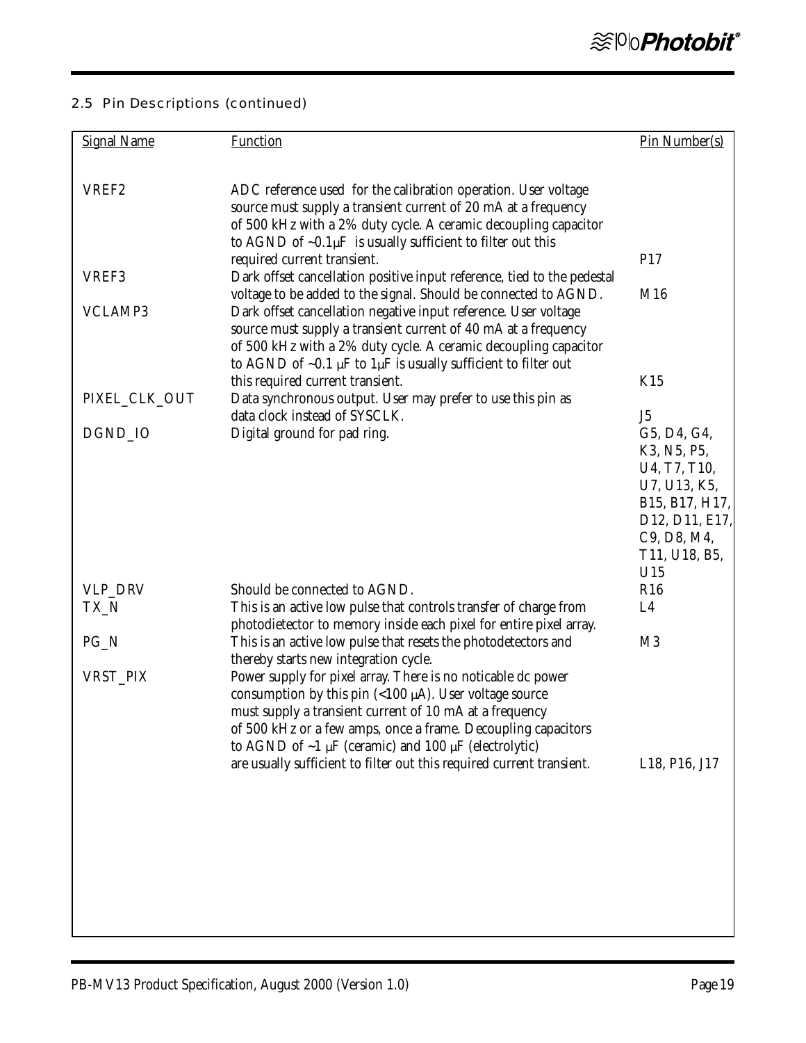## 2.5 Pin Descriptions (continued)

| Signal Name | Function | Pin Number(s) |
|---|---|---|
| VREF2 | ADC reference used for the calibration operation. User voltage source must supply a transient current of 20 mA at a frequency of 500 kHz with a 2% duty cycle. A ceramic decoupling capacitor to AGND of ~0.1µF is usually sufficient to filter out this required current transient. | P17 |
| VREF3 | Dark offset cancellation positive input reference, tied to the pedestal voltage to be added to the signal. Should be connected to AGND. | M16 |
| VCLAMP3 | Dark offset cancellation negative input reference. User voltage source must supply a transient current of 40 mA at a frequency of 500 kHz with a 2% duty cycle. A ceramic decoupling capacitor to AGND of ~0.1 µF to 1µF is usually sufficient to filter out this required current transient. | K15 |
| PIXEL_CLK_OUT | Data synchronous output. User may prefer to use this pin as data clock instead of SYSCLK. | J5 |
| DGND_IO | Digital ground for pad ring. | G5, D4, G4, K3, N5, P5, U4, T7, T10, U7, U13, K5, B15, B17, H17, D12, D11, E17, C9, D8, M4, T11, U18, B5, U15 |
| VLP_DRV | Should be connected to AGND. | R16 |
| TX_N | This is an active low pulse that controls transfer of charge from photodietector to memory inside each pixel for entire pixel array. | L4 |
| PG_N | This is an active low pulse that resets the photodetectors and thereby starts new integration cycle. | M3 |
| VRST_PIX | Power supply for pixel array. There is no noticable dc power consumption by this pin (<100 µA). User voltage source must supply a transient current of 10 mA at a frequency of 500 kHz or a few amps, once a frame. Decoupling capacitors to AGND of ~1 µF (ceramic) and 100 µF (electrolytic) are usually sufficient to filter out this required current transient. | L18, P16, J17 |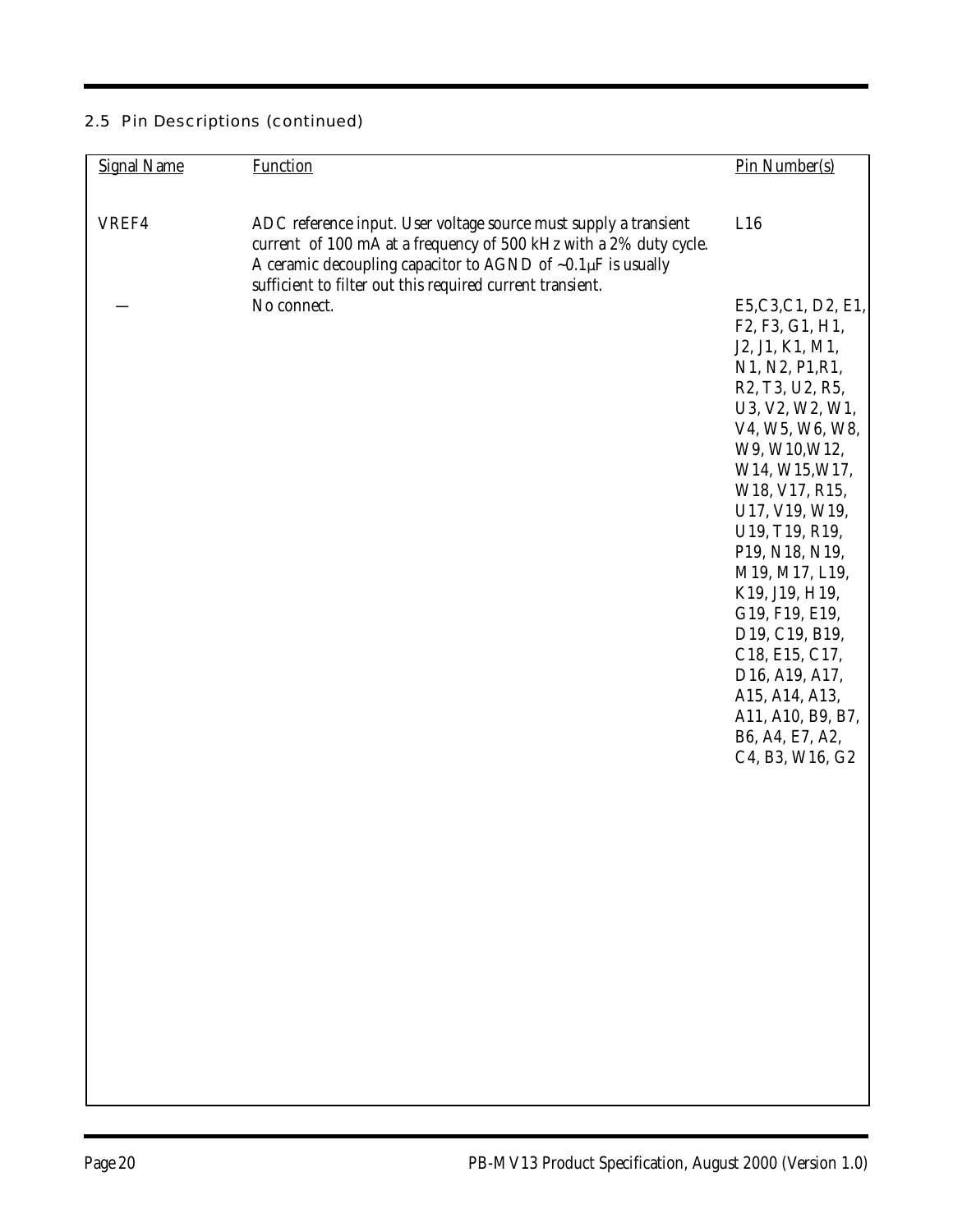## 2.5 Pin Descriptions (continued)

| Signal Name | Function | Pin Number(s) |
|---|---|---|
| VREF4 | ADC reference input. User voltage source must supply a transient current of 100 mA at a frequency of 500 kHz with a 2% duty cycle. A ceramic decoupling capacitor to AGND of ~0.1µF is usually sufficient to filter out this required current transient. | L16 |
| — | No connect. | E5,C3,C1, D2, E1, F2, F3, G1, H1, J2, J1, K1, M1, N1, N2, P1,R1, R2, T3, U2, R5, U3, V2, W2, W1, V4, W5, W6, W8, W9, W10,W12, W14, W15,W17, W18, V17, R15, U17, V19, W19, U19, T19, R19, P19, N18, N19, M19, M17, L19, K19, J19, H19, G19, F19, E19, D19, C19, B19, C18, E15, C17, D16, A19, A17, A15, A14, A13, A11, A10, B9, B7, B6, A4, E7, A2, C4, B3, W16, G2 |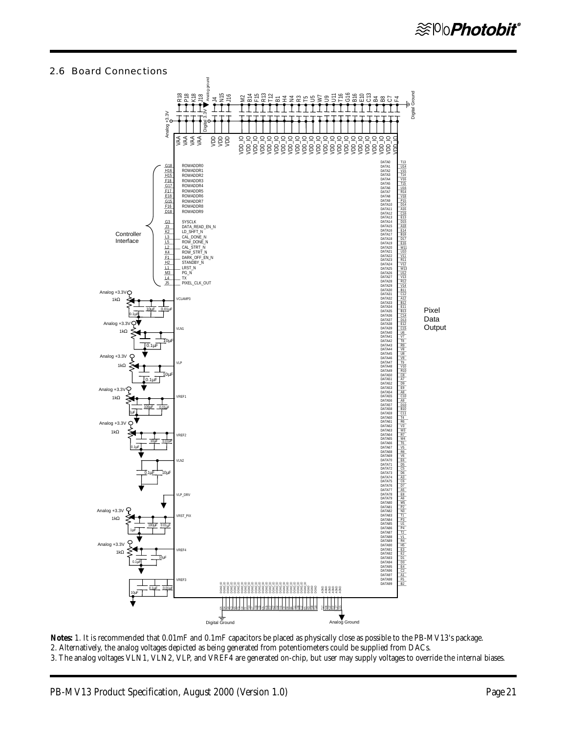## 2.6 Board Connections

**Notes:** 1. It is recommended that 0.01mF and 0.1mF capacitors be placed as physically close as possible to the PB-MV13's package.

2. Alternatively, the analog voltages depicted as being generated from potentiometers could be supplied from DACs.

3. The analog voltages VLN1, VLN2, VLP, and VREF4 are generated on-chip, but user may supply voltages to override the internal biases.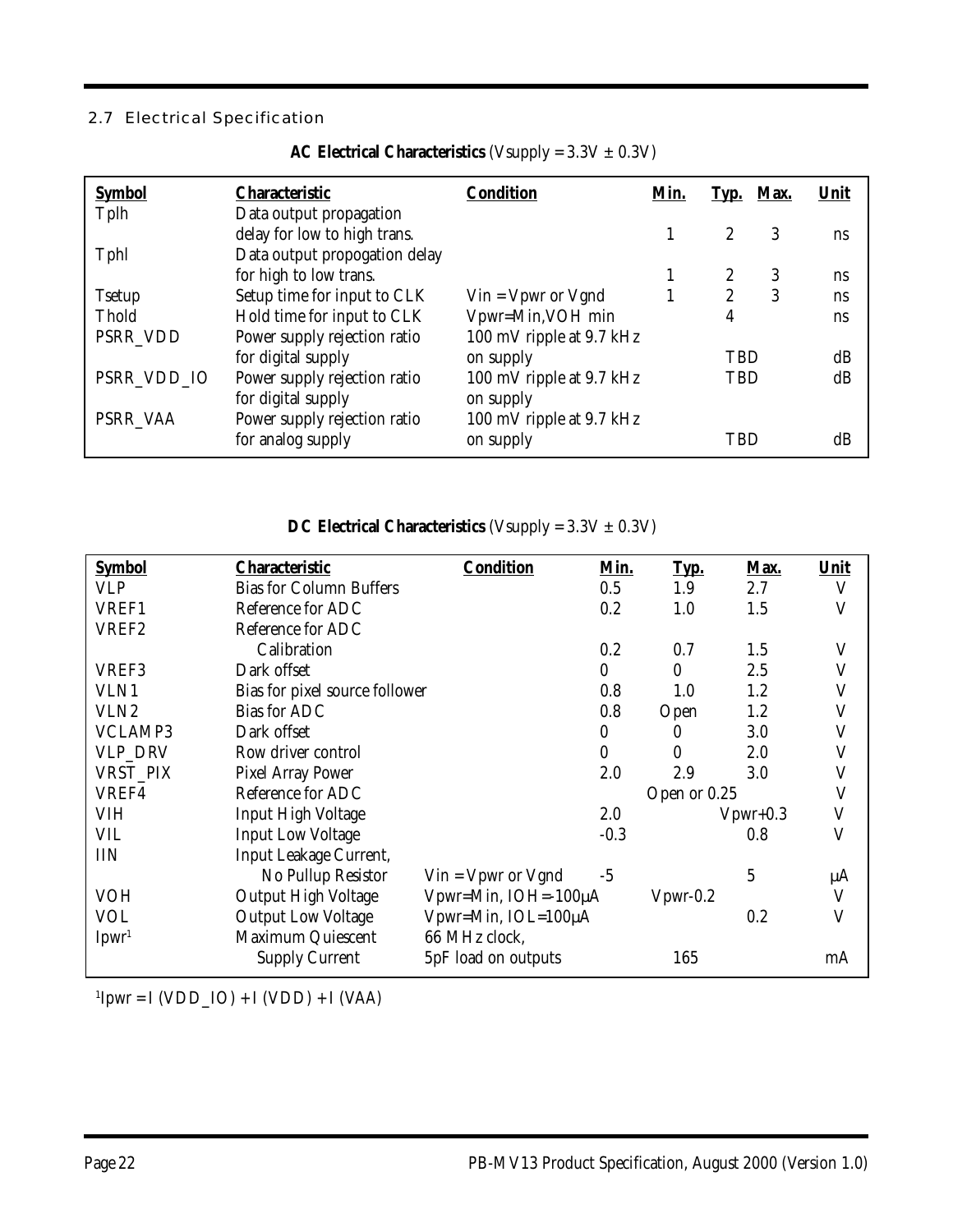## 2.7 Electrical Specification

**AC Electrical Characteristics** (Vsupply = 3.3V ± 0.3V)

| Symbol | Characteristic | Condition | Min. | Typ. | Max. | Unit |
|---|---|---|---|---|---|---|
| Tplh | Data output propagation delay for low to high trans. | | 1 | 2 | 3 | ns |
| Tphl | Data output propogation delay for high to low trans. | | 1 | 2 | 3 | ns |
| Tsetup | Setup time for input to CLK | Vin = Vpwr or Vgnd | 1 | 2 | 3 | ns |
| Thold | Hold time for input to CLK | Vpwr=Min,VOH min | | 4 | | ns |
| PSRR_VDD | Power supply rejection ratio for digital supply | 100 mV ripple at 9.7 kHz on supply | | TBD | | dB |
| PSRR_VDD_IO | Power supply rejection ratio for digital supply | 100 mV ripple at 9.7 kHz on supply | | TBD | | dB |
| PSRR_VAA | Power supply rejection ratio for analog supply | 100 mV ripple at 9.7 kHz on supply | | TBD | | dB |

**DC Electrical Characteristics** (Vsupply = 3.3V ± 0.3V)

| Symbol | Characteristic | Condition | Min. | Typ. | Max. | Unit |
|---|---|---|---|---|---|---|
| VLP | Bias for Column Buffers | | 0.5 | 1.9 | 2.7 | V |
| VREF1 | Reference for ADC | | 0.2 | 1.0 | 1.5 | V |
| VREF2 | Reference for ADC Calibration | | 0.2 | 0.7 | 1.5 | V |
| VREF3 | Dark offset | | 0 | 0 | 2.5 | V |
| VLN1 | Bias for pixel source follower | | 0.8 | 1.0 | 1.2 | V |
| VLN2 | Bias for ADC | | 0.8 | Open | 1.2 | V |
| VCLAMP3 | Dark offset | | 0 | 0 | 3.0 | V |
| VLP_DRV | Row driver control | | 0 | 0 | 2.0 | V |
| VRST_PIX | Pixel Array Power | | 2.0 | 2.9 | 3.0 | V |
| VREF4 | Reference for ADC | | | Open or 0.25 | | V |
| VIH | Input High Voltage | | 2.0 | | Vpwr+0.3 | V |
| VIL | Input Low Voltage | | -0.3 | | 0.8 | V |
| IIN | Input Leakage Current, No Pullup Resistor | Vin = Vpwr or Vgnd | -5 | | 5 | μA |
| VOH | Output High Voltage | Vpwr=Min, IOH=-100μA | | Vpwr-0.2 | | V |
| VOL | Output Low Voltage | Vpwr=Min, IOL=100μA | | | 0.2 | V |
| Ipwr[1] | Maximum Quiescent Supply Current | 66 MHz clock, 5pF load on outputs | | 165 | | mA |

[1]Ipwr = I (VDD_IO) + I (VDD) + I (VAA)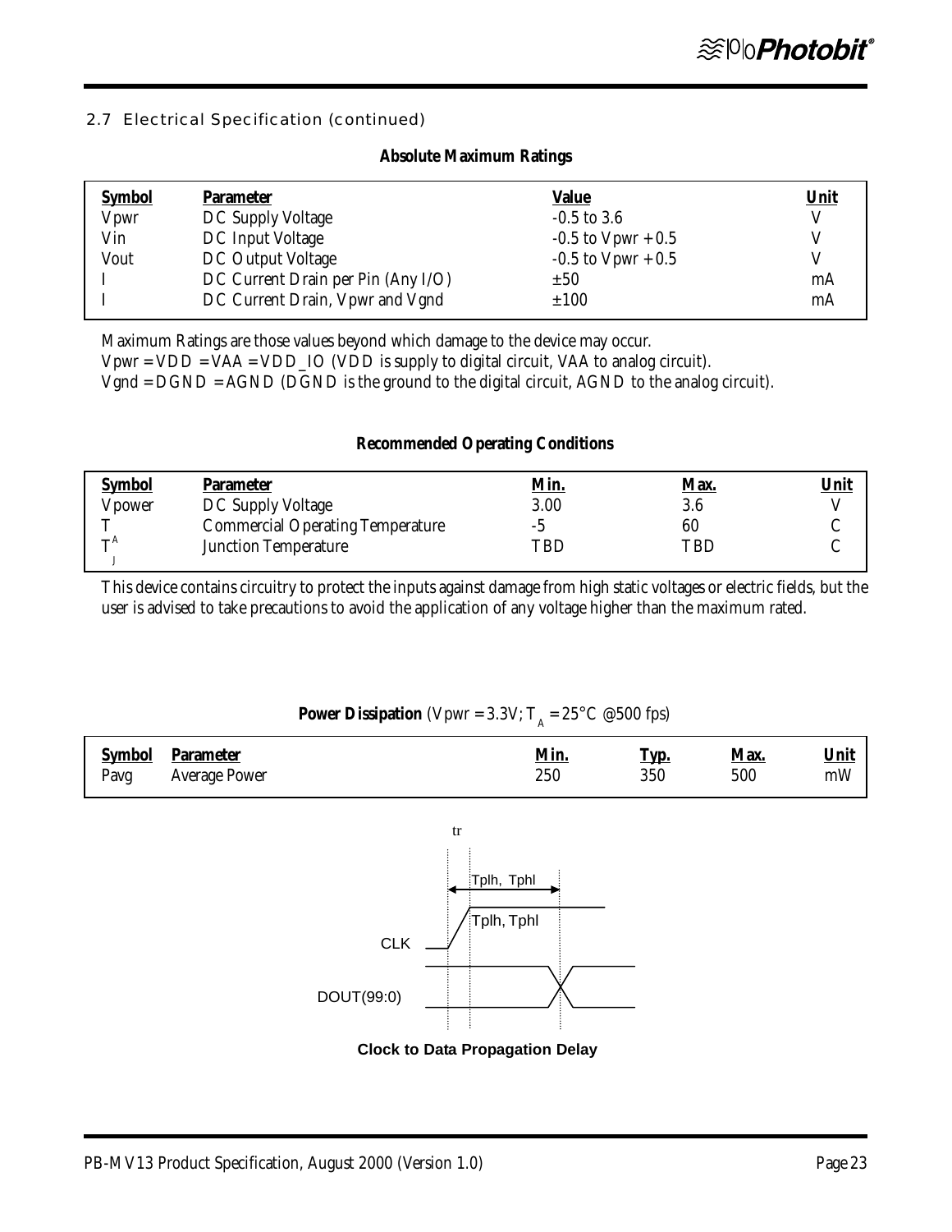## 2.7 Electrical Specification (continued)

**Absolute Maximum Ratings**

| Symbol | Parameter | Value | Unit |
|---|---|---|---|
| Vpwr | DC Supply Voltage | -0.5 to 3.6 | V |
| Vin | DC Input Voltage | -0.5 to Vpwr + 0.5 | V |
| Vout | DC Output Voltage | -0.5 to Vpwr + 0.5 | V |
| I | DC Current Drain per Pin (Any I/O) | ±50 | mA |
| I | DC Current Drain, Vpwr and Vgnd | ±100 | mA |

Maximum Ratings are those values beyond which damage to the device may occur.
Vpwr = VDD = VAA = VDD_IO (VDD is supply to digital circuit, VAA to analog circuit).
Vgnd = DGND = AGND (DGND is the ground to the digital circuit, AGND to the analog circuit).

**Recommended Operating Conditions**

| Symbol | Parameter | Min. | Max. | Unit |
|---|---|---|---|---|
| Vpower | DC Supply Voltage | 3.00 | 3.6 | V |
| T | Commercial Operating Temperature | -5 | 60 | C |
| $T^A_J$ | Junction Temperature | TBD | TBD | C |

This device contains circuitry to protect the inputs against damage from high static voltages or electric fields, but the user is advised to take precautions to avoid the application of any voltage higher than the maximum rated.

**Power Dissipation** (Vpwr = 3.3V; $T_A$ = 25°C @500 fps)

| Symbol | Parameter | Min. | Typ. | Max. | Unit |
|---|---|---|---|---|---|
| Pavg | Average Power | 250 | 350 | 500 | mW |

tr

Tplh, Tphl

Tplh, Tphl

CLK

DOUT(99:0)

**Clock to Data Propagation Delay**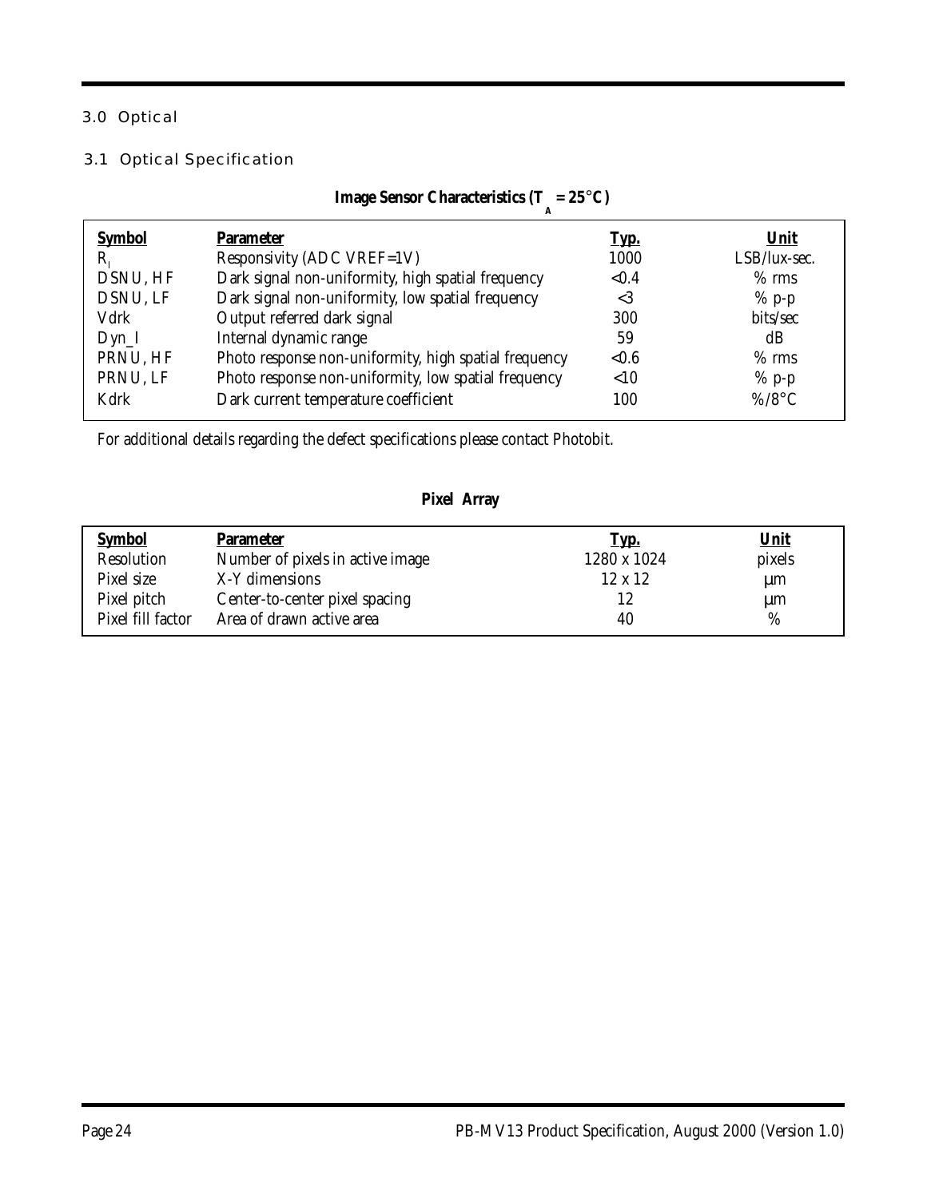## 3.0 Optical

### 3.1 Optical Specification

**Image Sensor Characteristics ($T_A = 25°C$)**

| Symbol | Parameter | Typ. | Unit |
|---|---|---|---|
| $R_I$ | Responsivity (ADC VREF=1V) | 1000 | LSB/lux-sec. |
| DSNU, HF | Dark signal non-uniformity, high spatial frequency | <0.4 | % rms |
| DSNU, LF | Dark signal non-uniformity, low spatial frequency | <3 | % p-p |
| Vdrk | Output referred dark signal | 300 | bits/sec |
| Dyn_I | Internal dynamic range | 59 | dB |
| PRNU, HF | Photo response non-uniformity, high spatial frequency | <0.6 | % rms |
| PRNU, LF | Photo response non-uniformity, low spatial frequency | <10 | % p-p |
| Kdrk | Dark current temperature coefficient | 100 | %/8°C |

For additional details regarding the defect specifications please contact Photobit.

**Pixel Array**

| Symbol | Parameter | Typ. | Unit |
|---|---|---|---|
| Resolution | Number of pixels in active image | 1280 x 1024 | pixels |
| Pixel size | X-Y dimensions | 12 x 12 | µm |
| Pixel pitch | Center-to-center pixel spacing | 12 | µm |
| Pixel fill factor | Area of drawn active area | 40 | % |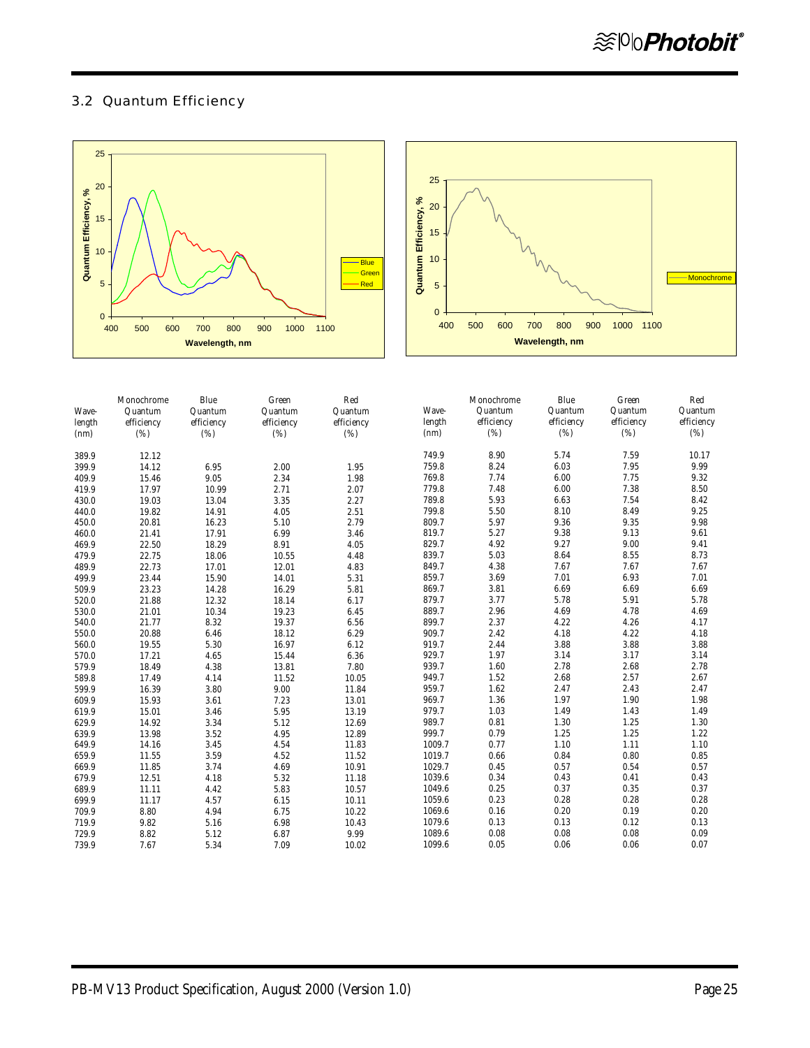## 3.2 Quantum Efficiency

| Wave-length (nm) | Monochrome Quantum efficiency (%) | Blue Quantum efficiency (%) | Green Quantum efficiency (%) | Red Quantum efficiency (%) |
|---|---|---|---|---|
| 389.9 | 12.12 | | | |
| 399.9 | 14.12 | 6.95 | 2.00 | 1.95 |
| 409.9 | 15.46 | 9.05 | 2.34 | 1.98 |
| 419.9 | 17.97 | 10.99 | 2.71 | 2.07 |
| 430.0 | 19.03 | 13.04 | 3.35 | 2.27 |
| 440.0 | 19.82 | 14.91 | 4.05 | 2.51 |
| 450.0 | 20.81 | 16.23 | 5.10 | 2.79 |
| 460.0 | 21.41 | 17.91 | 6.99 | 3.46 |
| 469.9 | 22.50 | 18.29 | 8.91 | 4.05 |
| 479.9 | 22.75 | 18.06 | 10.55 | 4.48 |
| 489.9 | 22.73 | 17.01 | 12.01 | 4.83 |
| 499.9 | 23.44 | 15.90 | 14.01 | 5.31 |
| 509.9 | 23.23 | 14.28 | 16.29 | 5.81 |
| 520.0 | 21.88 | 12.32 | 18.14 | 6.17 |
| 530.0 | 21.01 | 10.34 | 19.23 | 6.45 |
| 540.0 | 21.77 | 8.32 | 19.37 | 6.56 |
| 550.0 | 20.88 | 6.46 | 18.12 | 6.29 |
| 560.0 | 19.55 | 5.30 | 16.97 | 6.12 |
| 570.0 | 17.21 | 4.65 | 15.44 | 6.36 |
| 579.9 | 18.49 | 4.38 | 13.81 | 7.80 |
| 589.8 | 17.49 | 4.14 | 11.52 | 10.05 |
| 599.9 | 16.39 | 3.80 | 9.00 | 11.84 |
| 609.9 | 15.93 | 3.61 | 7.23 | 13.01 |
| 619.9 | 15.01 | 3.46 | 5.95 | 13.19 |
| 629.9 | 14.92 | 3.34 | 5.12 | 12.69 |
| 639.9 | 13.98 | 3.52 | 4.95 | 12.89 |
| 649.9 | 14.16 | 3.45 | 4.54 | 11.83 |
| 659.9 | 11.55 | 3.59 | 4.52 | 11.52 |
| 669.9 | 11.85 | 3.74 | 4.69 | 10.91 |
| 679.9 | 12.51 | 4.18 | 5.32 | 11.18 |
| 689.9 | 11.11 | 4.42 | 5.83 | 10.57 |
| 699.9 | 11.17 | 4.57 | 6.15 | 10.11 |
| 709.9 | 8.80 | 4.94 | 6.75 | 10.22 |
| 719.9 | 9.82 | 5.16 | 6.98 | 10.43 |
| 729.9 | 8.82 | 5.12 | 6.87 | 9.99 |
| 739.9 | 7.67 | 5.34 | 7.09 | 10.02 |
| 749.9 | 8.90 | 5.74 | 7.59 | 10.17 |
| 759.8 | 8.24 | 6.03 | 7.95 | 9.99 |
| 769.8 | 7.74 | 6.00 | 7.75 | 9.32 |
| 779.8 | 7.48 | 6.00 | 7.38 | 8.50 |
| 789.8 | 5.93 | 6.63 | 7.54 | 8.42 |
| 799.8 | 5.50 | 8.10 | 8.49 | 9.25 |
| 809.7 | 5.97 | 9.36 | 9.35 | 9.98 |
| 819.7 | 5.27 | 9.38 | 9.13 | 9.61 |
| 829.7 | 4.92 | 9.27 | 9.00 | 9.41 |
| 839.7 | 5.03 | 8.64 | 8.55 | 8.73 |
| 849.7 | 4.38 | 7.67 | 7.67 | 7.67 |
| 859.7 | 3.69 | 7.01 | 6.93 | 7.01 |
| 869.7 | 3.81 | 6.69 | 6.69 | 6.69 |
| 879.7 | 3.77 | 5.78 | 5.91 | 5.78 |
| 889.7 | 2.96 | 4.69 | 4.78 | 4.69 |
| 899.7 | 2.37 | 4.22 | 4.26 | 4.17 |
| 909.7 | 2.42 | 4.18 | 4.22 | 4.18 |
| 919.7 | 2.44 | 3.88 | 3.88 | 3.88 |
| 929.7 | 1.97 | 3.14 | 3.17 | 3.14 |
| 939.7 | 1.60 | 2.78 | 2.68 | 2.78 |
| 949.7 | 1.52 | 2.68 | 2.57 | 2.67 |
| 959.7 | 1.62 | 2.47 | 2.43 | 2.47 |
| 969.7 | 1.36 | 1.97 | 1.90 | 1.98 |
| 979.7 | 1.03 | 1.49 | 1.43 | 1.49 |
| 989.7 | 0.81 | 1.30 | 1.25 | 1.30 |
| 999.7 | 0.79 | 1.25 | 1.25 | 1.22 |
| 1009.7 | 0.77 | 1.10 | 1.11 | 1.10 |
| 1019.7 | 0.66 | 0.84 | 0.80 | 0.85 |
| 1029.7 | 0.45 | 0.57 | 0.54 | 0.57 |
| 1039.6 | 0.34 | 0.43 | 0.41 | 0.43 |
| 1049.6 | 0.25 | 0.37 | 0.35 | 0.37 |
| 1059.6 | 0.23 | 0.28 | 0.28 | 0.28 |
| 1069.6 | 0.16 | 0.20 | 0.19 | 0.20 |
| 1079.6 | 0.13 | 0.13 | 0.12 | 0.13 |
| 1089.6 | 0.08 | 0.08 | 0.08 | 0.09 |
| 1099.6 | 0.05 | 0.06 | 0.06 | 0.07 |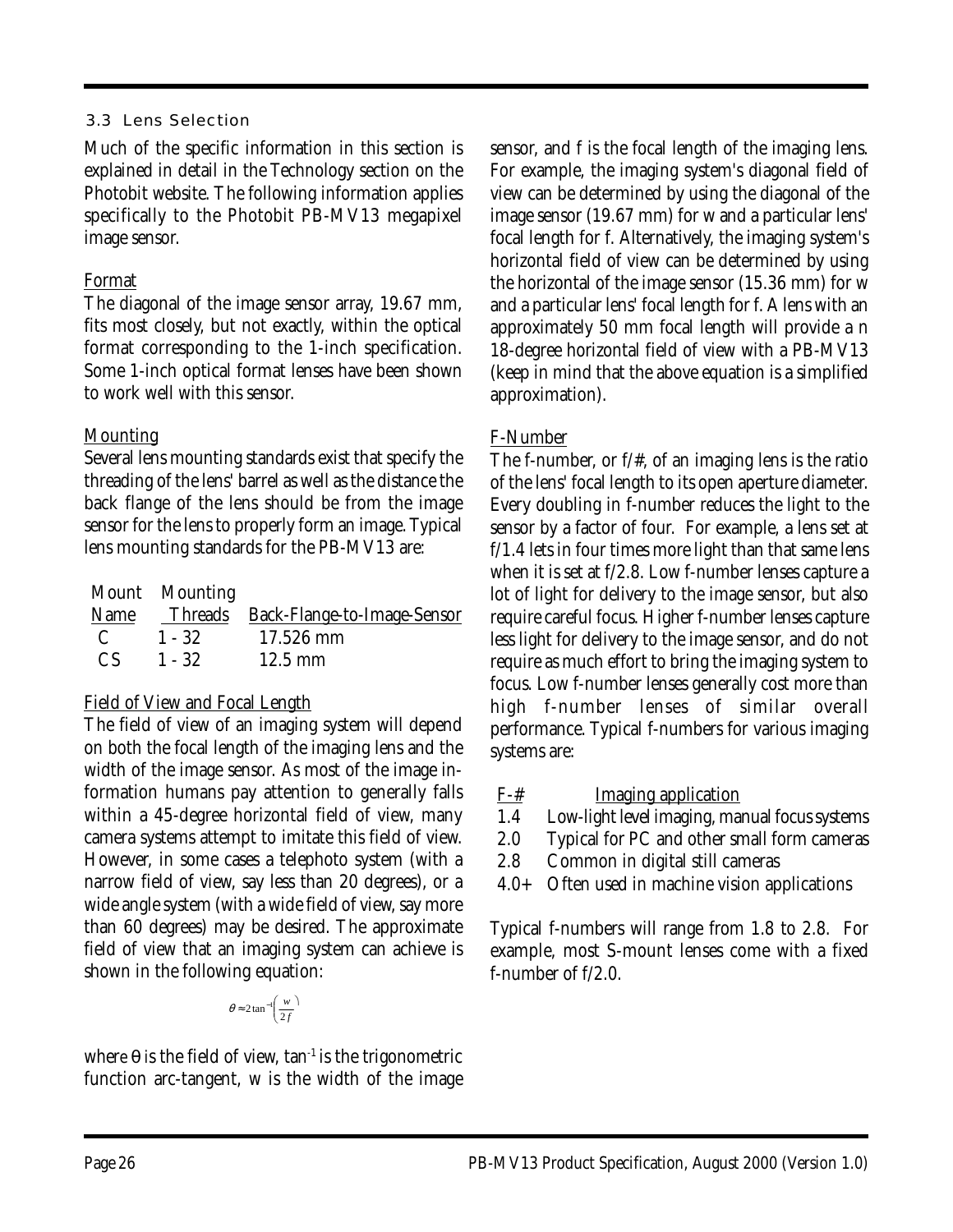### 3.3 Lens Selection

Much of the specific information in this section is explained in detail in the Technology section on the Photobit website. The following information applies specifically to the Photobit PB-MV13 megapixel image sensor.

#### Format

The diagonal of the image sensor array, 19.67 mm, fits most closely, but not exactly, within the optical format corresponding to the 1-inch specification. Some 1-inch optical format lenses have been shown to work well with this sensor.

#### Mounting

Several lens mounting standards exist that specify the threading of the lens' barrel as well as the distance the back flange of the lens should be from the image sensor for the lens to properly form an image. Typical lens mounting standards for the PB-MV13 are:

| Mount Name | Mounting Threads | Back-Flange-to-Image-Sensor |
|---|---|---|
| C | 1 - 32 | 17.526 mm |
| CS | 1 - 32 | 12.5 mm |

#### Field of View and Focal Length

The field of view of an imaging system will depend on both the focal length of the imaging lens and the width of the image sensor. As most of the image information humans pay attention to generally falls within a 45-degree horizontal field of view, many camera systems attempt to imitate this field of view. However, in some cases a telephoto system (with a narrow field of view, say less than 20 degrees), or a wide angle system (with a wide field of view, say more than 60 degrees) may be desired. The approximate field of view that an imaging system can achieve is shown in the following equation:

$$\theta \approx 2\tan^{-1}\left(\frac{w}{2f}\right)$$

where $\theta$ is the field of view, $\tan^{-1}$ is the trigonometric function arc-tangent, w is the width of the image sensor, and f is the focal length of the imaging lens. For example, the imaging system's diagonal field of view can be determined by using the diagonal of the image sensor (19.67 mm) for w and a particular lens' focal length for f. Alternatively, the imaging system's horizontal field of view can be determined by using the horizontal of the image sensor (15.36 mm) for w and a particular lens' focal length for f. A lens with an approximately 50 mm focal length will provide a n 18-degree horizontal field of view with a PB-MV13 (keep in mind that the above equation is a simplified approximation).

#### F-Number

The f-number, or f/#, of an imaging lens is the ratio of the lens' focal length to its open aperture diameter. Every doubling in f-number reduces the light to the sensor by a factor of four. For example, a lens set at f/1.4 lets in four times more light than that same lens when it is set at f/2.8. Low f-number lenses capture a lot of light for delivery to the image sensor, but also require careful focus. Higher f-number lenses capture less light for delivery to the image sensor, and do not require as much effort to bring the imaging system to focus. Low f-number lenses generally cost more than high f-number lenses of similar overall performance. Typical f-numbers for various imaging systems are:

| F-# | Imaging application |
|---|---|
| 1.4 | Low-light level imaging, manual focus systems |
| 2.0 | Typical for PC and other small form cameras |
| 2.8 | Common in digital still cameras |
| 4.0+ | Often used in machine vision applications |

Typical f-numbers will range from 1.8 to 2.8. For example, most S-mount lenses come with a fixed f-number of f/2.0.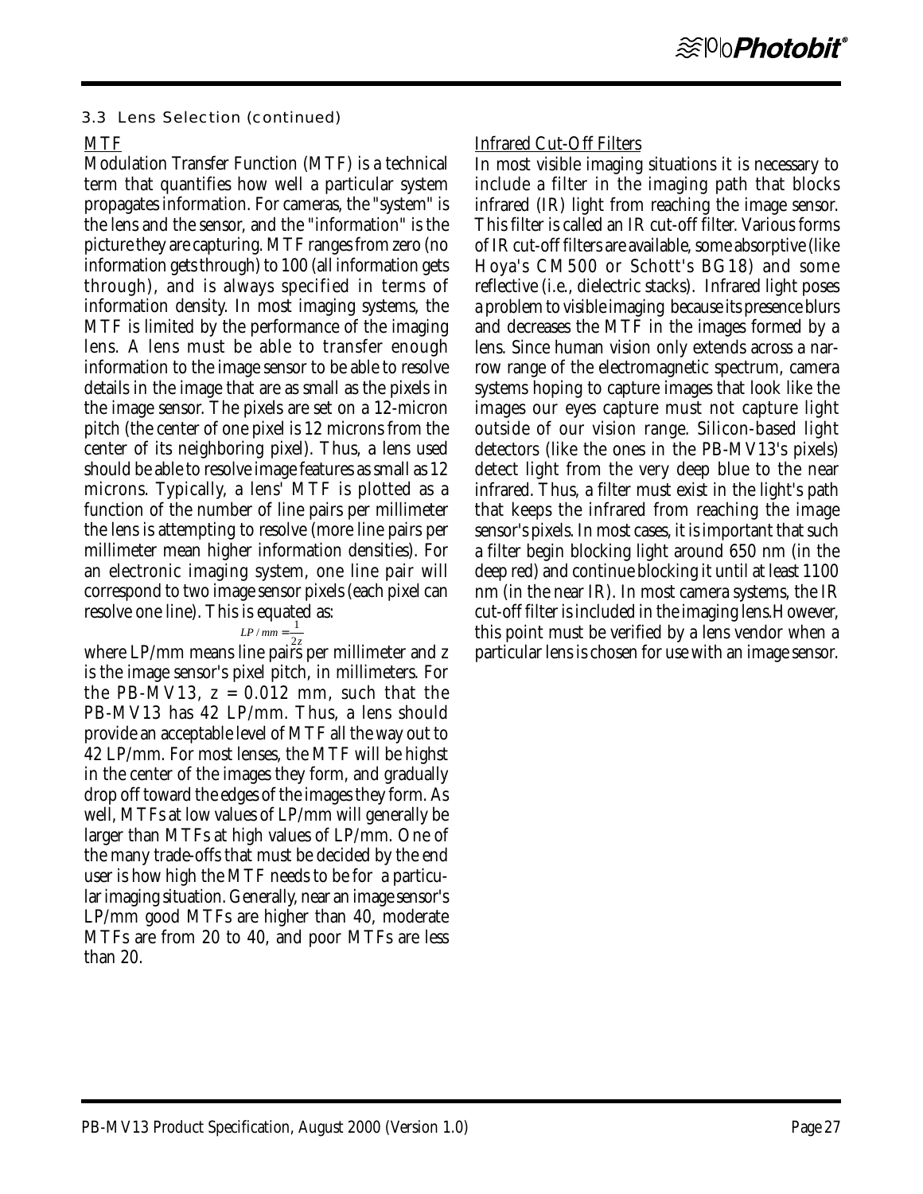### 3.3 Lens Selection (continued)

MTF

Modulation Transfer Function (MTF) is a technical term that quantifies how well a particular system propagates information. For cameras, the "system" is the lens and the sensor, and the "information" is the picture they are capturing. MTF ranges from zero (no information gets through) to 100 (all information gets through), and is always specified in terms of information density. In most imaging systems, the MTF is limited by the performance of the imaging lens. A lens must be able to transfer enough information to the image sensor to be able to resolve details in the image that are as small as the pixels in the image sensor. The pixels are set on a 12-micron pitch (the center of one pixel is 12 microns from the center of its neighboring pixel). Thus, a lens used should be able to resolve image features as small as 12 microns. Typically, a lens' MTF is plotted as a function of the number of line pairs per millimeter the lens is attempting to resolve (more line pairs per millimeter mean higher information densities). For an electronic imaging system, one line pair will correspond to two image sensor pixels (each pixel can resolve one line). This is equated as:

$$LP/mm = \frac{1}{2z}$$

where LP/mm means line pairs per millimeter and z is the image sensor's pixel pitch, in millimeters. For the PB-MV13, $z = 0.012$ mm, such that the PB-MV13 has 42 LP/mm. Thus, a lens should provide an acceptable level of MTF all the way out to 42 LP/mm. For most lenses, the MTF will be highst in the center of the images they form, and gradually drop off toward the edges of the images they form. As well, MTFs at low values of LP/mm will generally be larger than MTFs at high values of LP/mm. One of the many trade-offs that must be decided by the end user is how high the MTF needs to be for a particular imaging situation. Generally, near an image sensor's LP/mm good MTFs are higher than 40, moderate MTFs are from 20 to 40, and poor MTFs are less than 20.

Infrared Cut-Off Filters

In most visible imaging situations it is necessary to include a filter in the imaging path that blocks infrared (IR) light from reaching the image sensor. This filter is called an IR cut-off filter. Various forms of IR cut-off filters are available, some absorptive (like Hoya's CM500 or Schott's BG18) and some reflective (i.e., dielectric stacks). Infrared light poses a problem to visible imaging because its presence blurs and decreases the MTF in the images formed by a lens. Since human vision only extends across a narrow range of the electromagnetic spectrum, camera systems hoping to capture images that look like the images our eyes capture must not capture light outside of our vision range. Silicon-based light detectors (like the ones in the PB-MV13's pixels) detect light from the very deep blue to the near infrared. Thus, a filter must exist in the light's path that keeps the infrared from reaching the image sensor's pixels. In most cases, it is important that such a filter begin blocking light around 650 nm (in the deep red) and continue blocking it until at least 1100 nm (in the near IR). In most camera systems, the IR cut-off filter is included in the imaging lens.However, this point must be verified by a lens vendor when a particular lens is chosen for use with an image sensor.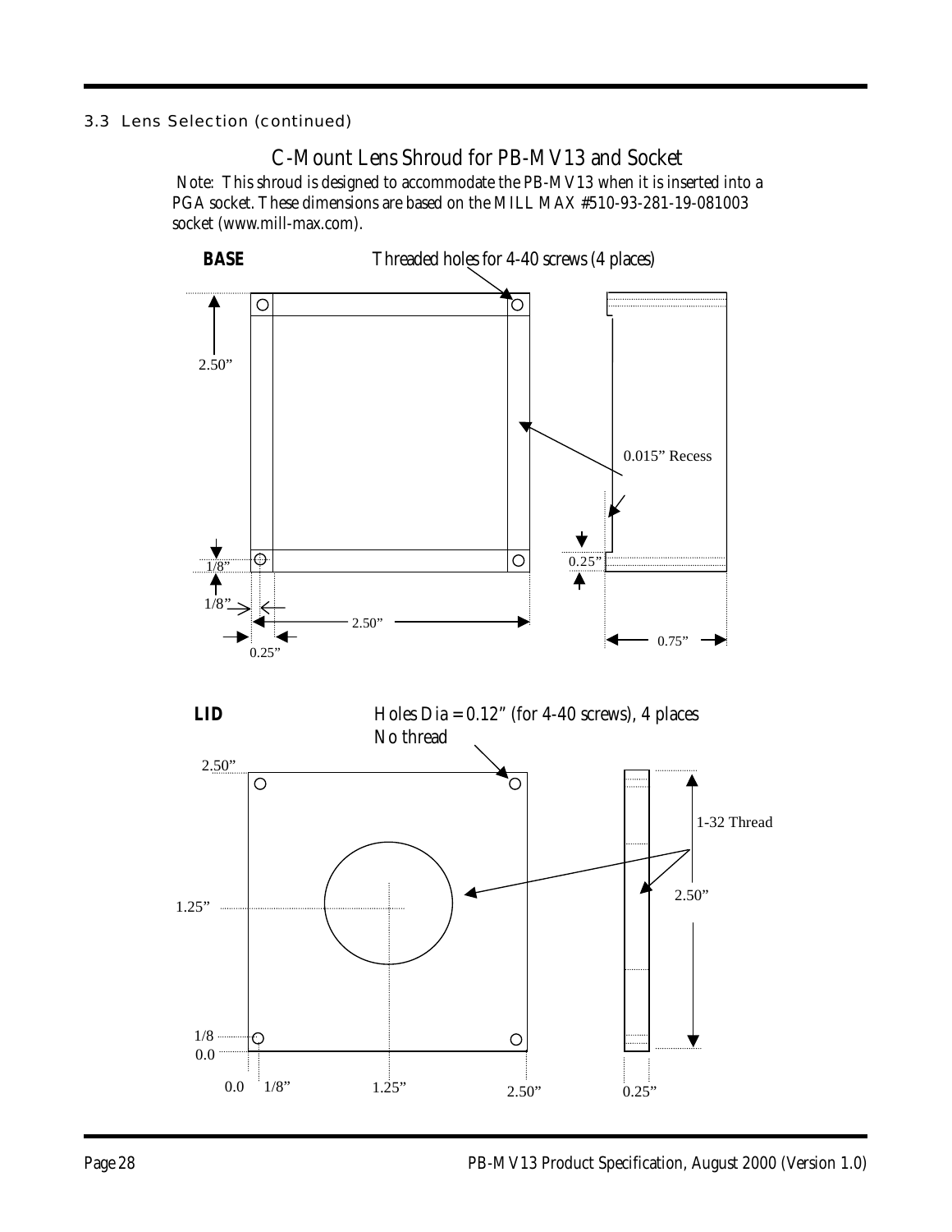3.3 Lens Selection (continued)

## C-Mount Lens Shroud for PB-MV13 and Socket

Note: This shroud is designed to accommodate the PB-MV13 when it is inserted into a PGA socket. These dimensions are based on the MILL MAX #510-93-281-19-081003 socket (www.mill-max.com).

**BASE**

Threaded holes for 4-40 screws (4 places)

2.50”

0.015” Recess

1/8”

0.25”

1/8”

2.50”

0.25”

0.75”

**LID**

Holes Dia = 0.12” (for 4-40 screws), 4 places
No thread

2.50”

1-32 Thread

2.50”

1.25”

1/8

0.0

0.0 1/8” 1.25” 2.50” 0.25”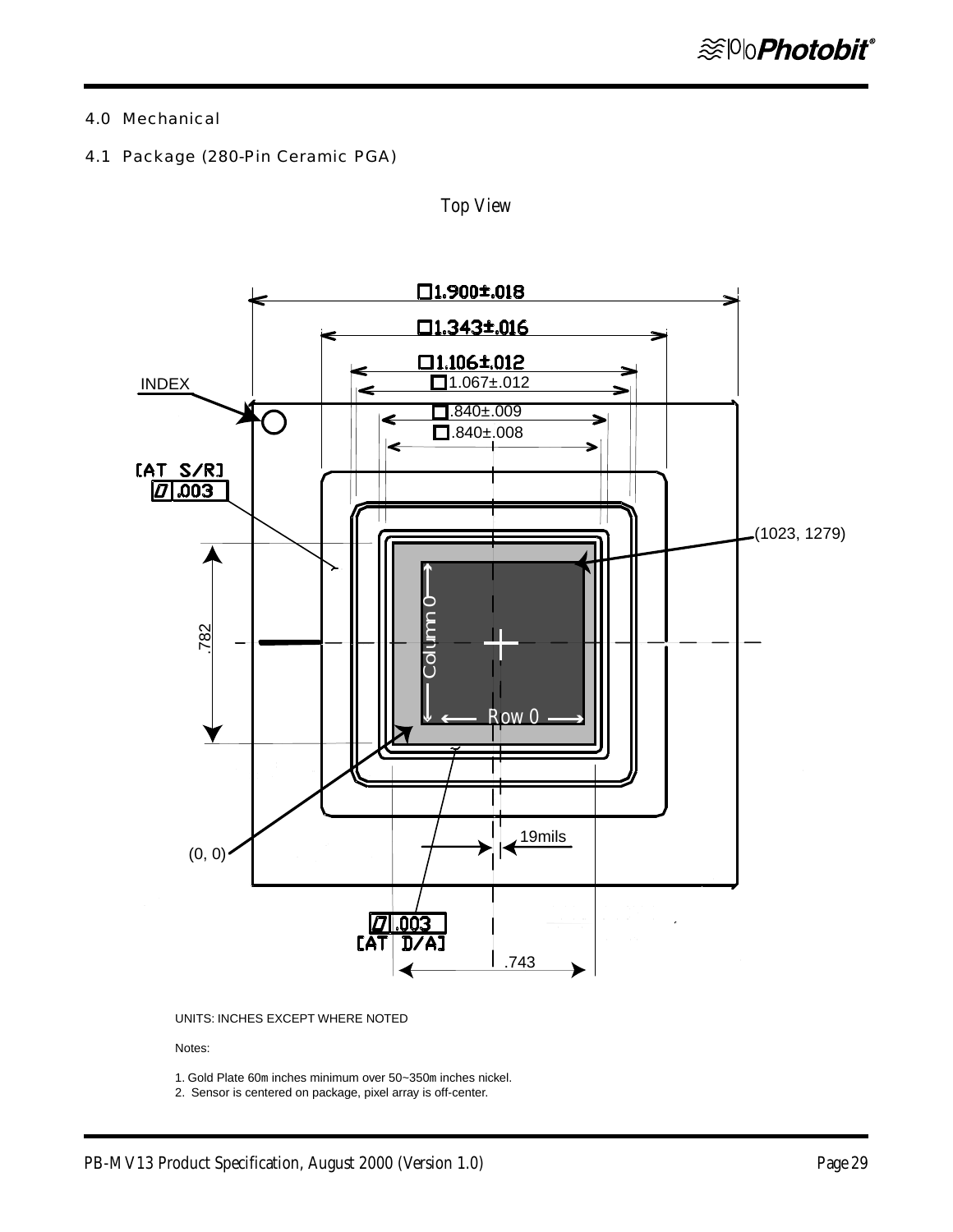## 4.0 Mechanical

### 4.1 Package (280-Pin Ceramic PGA)

*Top View*

□1.900±.018

□1.343±.016

□1.106±.012

□1.067±.012

□.840±.009

□.840±.008

INDEX

[AT S/R] ▱ .003

(1023, 1279)

.782

Column 0

Row 0

(0, 0)

19mils

▱ .003 [AT D/A]

.743

UNITS: INCHES EXCEPT WHERE NOTED

Notes:

1. Gold Plate 60m inches minimum over 50~350m inches nickel.
2. Sensor is centered on package, pixel array is off-center.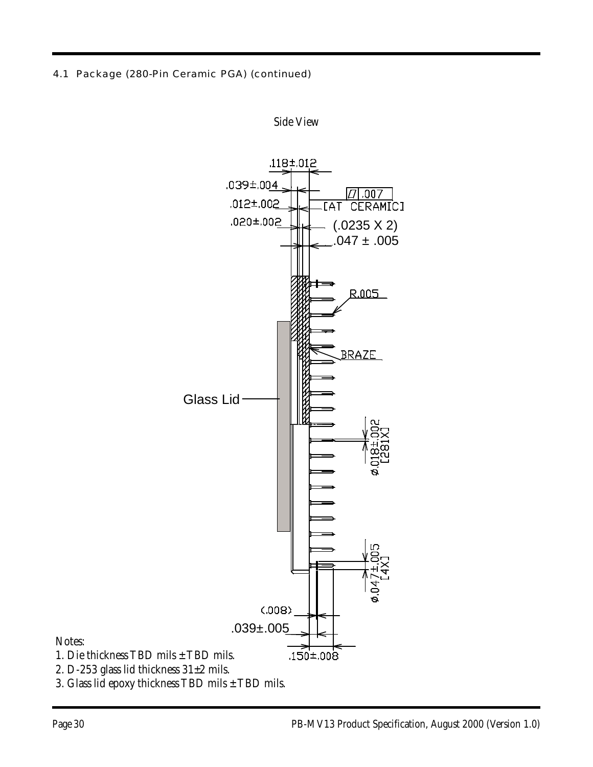4.1 Package (280-Pin Ceramic PGA) (continued)

*Side View*

.118±.012

.039±.004

.012±.002

.020±.002

.007 [AT CERAMIC]

(.0235 X 2)

.047 ± .005

R.005

BRAZE

Glass Lid

ø.018±.002 [281X]

ø.047±.005 [4X]

(.008)

.039±.005

.150±.008

Notes:

1. Die thickness TBD mils ± TBD mils.
2. D-253 glass lid thickness 31±2 mils.
3. Glass lid epoxy thickness TBD mils ± TBD mils.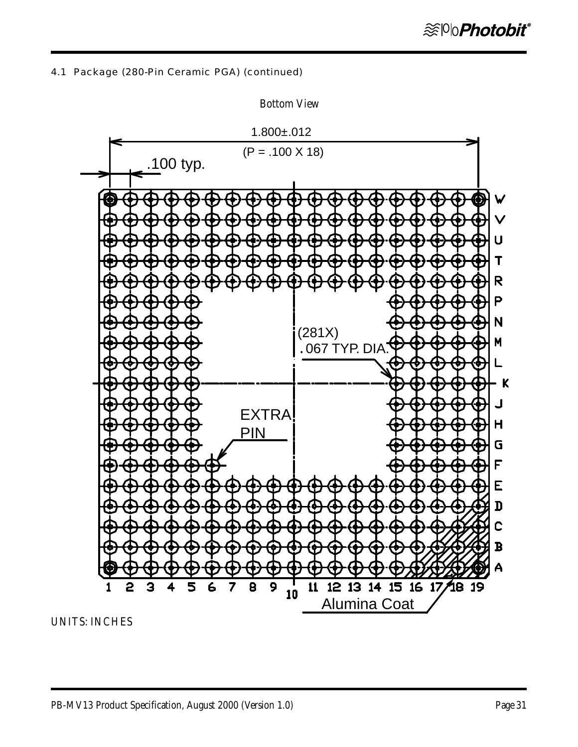4.1 Package (280-Pin Ceramic PGA) (continued)

*Bottom View*

1.800±.012

(P = .100 X 18)

.100 typ.

(281X)
.067 TYP. DIA.

EXTRA PIN

Alumina Coat

W V U T R P N M L K J H G F E D C B A

1 2 3 4 5 6 7 8 9 10 11 12 13 14 15 16 17 18 19

UNITS: INCHES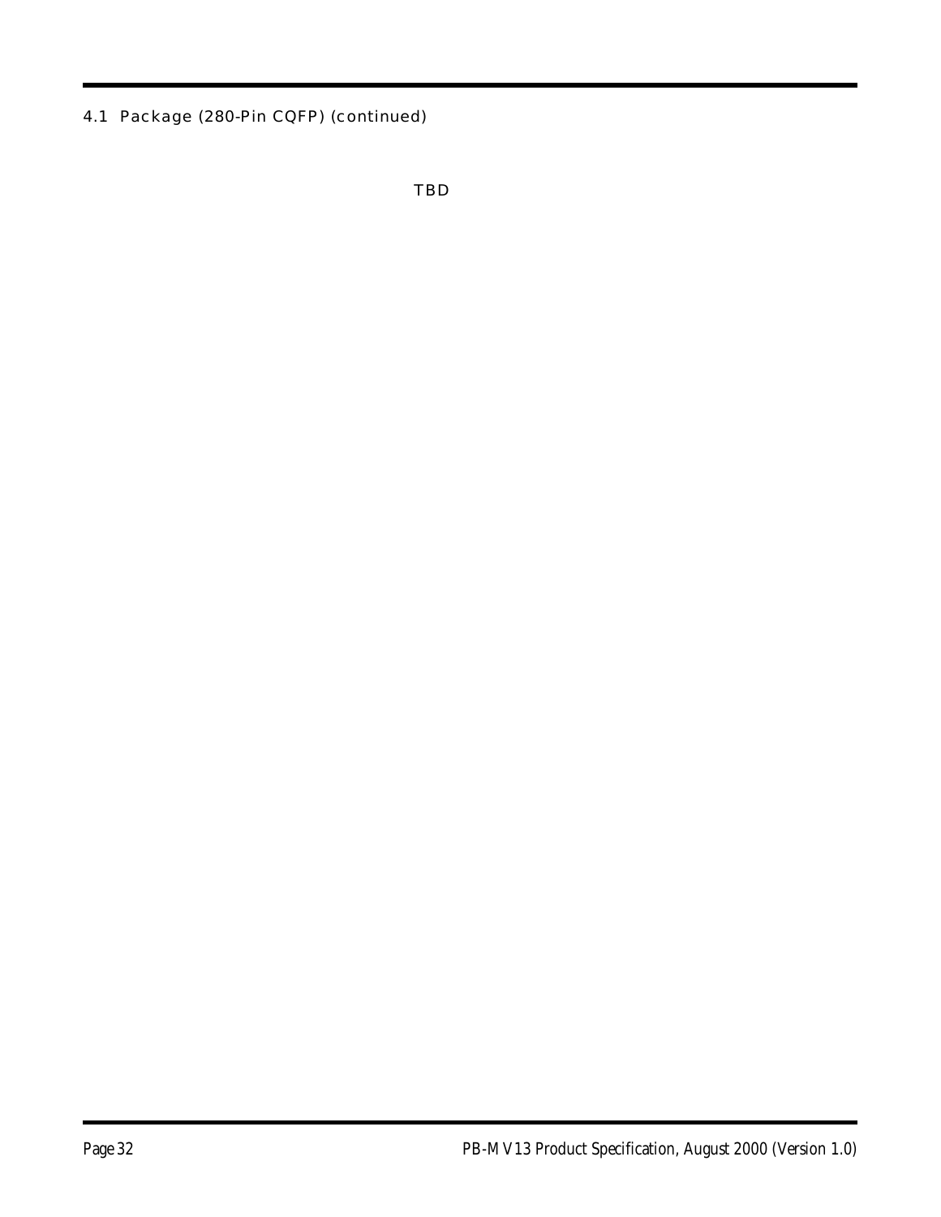### 4.1 Package (280-Pin CQFP) (continued)

TBD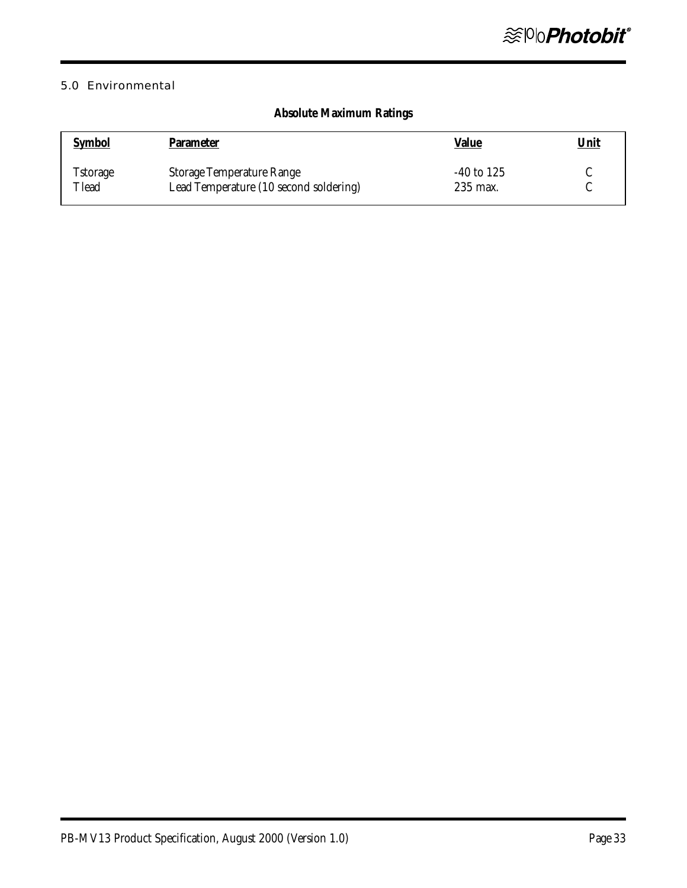## 5.0 Environmental

**Absolute Maximum Ratings**

| Symbol | Parameter | Value | Unit |
|---|---|---|---|
| Tstorage | Storage Temperature Range | -40 to 125 | C |
| Tlead | Lead Temperature (10 second soldering) | 235 max. | C |